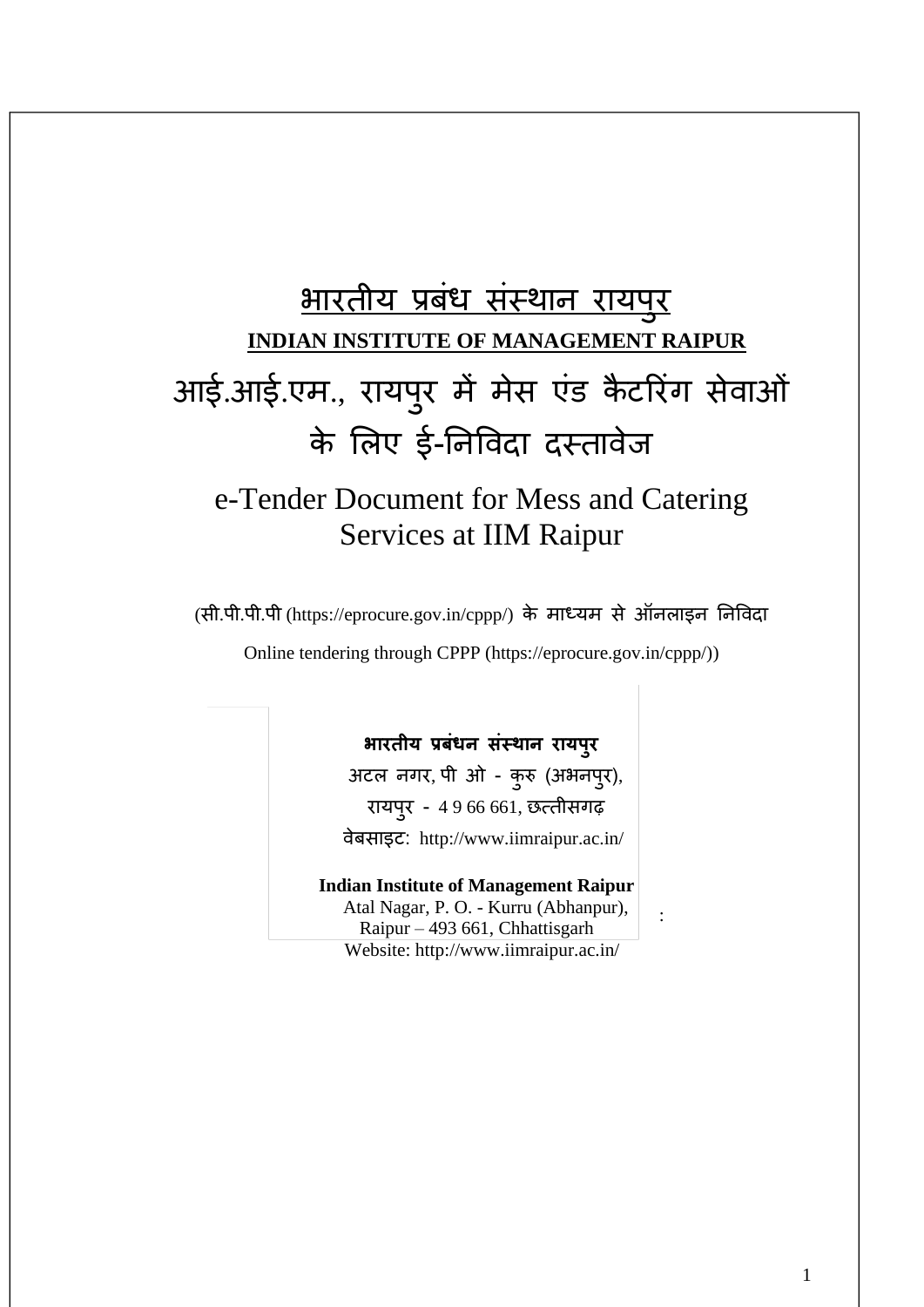# भारतीय प्रबंध संस्थान रायपुर

**INDIAN INSTITUTE OF MANAGEMENT RAIPUR**

# आई.आई.एम., रायपुर में मेस एंड कैटरिंग सेवाओं के लिए ई-निविदा दस्तावेज

## e-Tender Document for Mess and Catering Services at IIM Raipur

(सी.पी.पी.पी (https://eprocure.gov.in/cppp/) के माध्यम से ऑनलाइन निविदा

Online tendering through CPPP (https://eprocure.gov.in/cppp/))

**भारतीय प्रबंधन संस्थान रायपुर**

अटल नगर, पी ओ - कुरु (अभनपुर),

रायपुर - 4 9 66 661, छत्तीसगढ़

वेबसाइट: http://www.iimraipur.ac.in/

**Indian Institute of Management Raipur**

Atal Nagar, P. O. - Kurru (Abhanpur),

Raipur – 493 661, Chhattisgarh

Website: http://www.iimraipur.ac.in/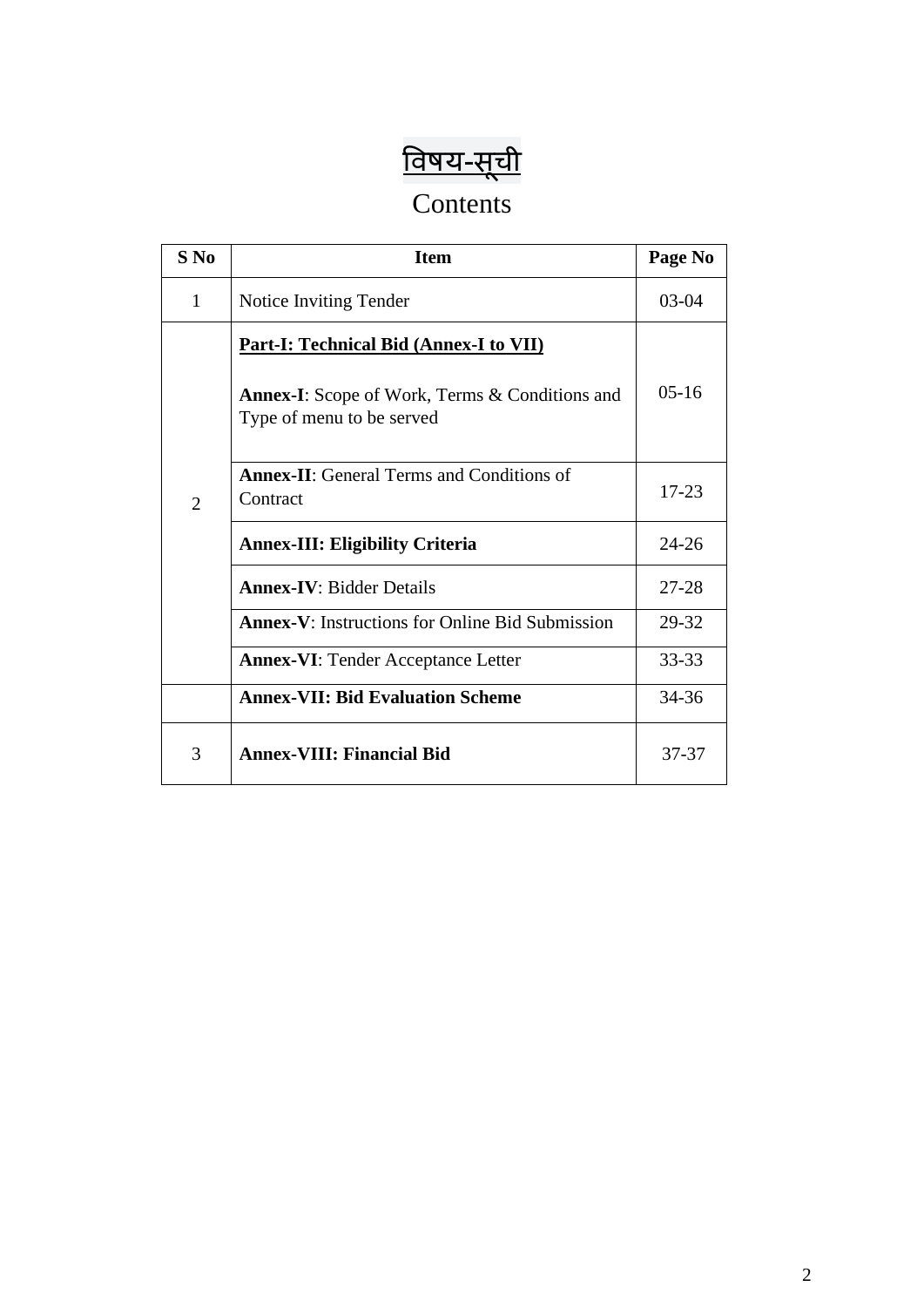# विषय-सूची

# Contents

| S No | Item | Page No |
|---|---|---|
| 1 | Notice Inviting Tender | 03-04 |
| 2 | **Part-I: Technical Bid (Annex-I to VII)**<br><br>**Annex-I**: Scope of Work, Terms & Conditions and Type of menu to be served | 05-16 |
| | **Annex-II**: General Terms and Conditions of Contract | 17-23 |
| | **Annex-III: Eligibility Criteria** | 24-26 |
| | **Annex-IV**: Bidder Details | 27-28 |
| | **Annex-V**: Instructions for Online Bid Submission | 29-32 |
| | **Annex-VI**: Tender Acceptance Letter | 33-33 |
| | **Annex-VII: Bid Evaluation Scheme** | 34-36 |
| 3 | **Annex-VIII: Financial Bid** | 37-37 |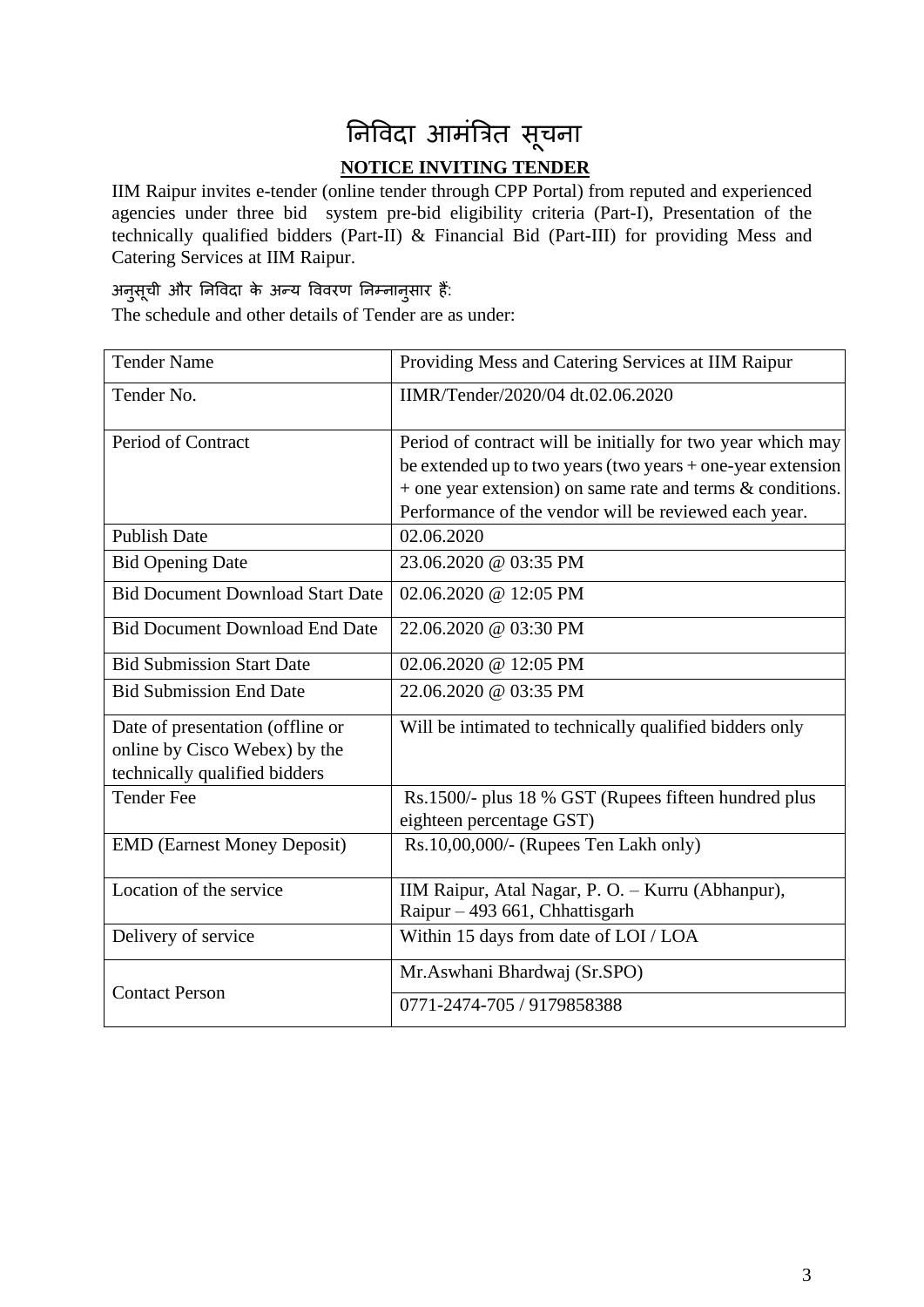# निविदा आमंत्रित सूचना

## NOTICE INVITING TENDER

IIM Raipur invites e-tender (online tender through CPP Portal) from reputed and experienced agencies under three bid system pre-bid eligibility criteria (Part-I), Presentation of the technically qualified bidders (Part-II) & Financial Bid (Part-III) for providing Mess and Catering Services at IIM Raipur.

अनुसूची और निविदा के अन्य विवरण निम्नानुसार हैं:

The schedule and other details of Tender are as under:

| Tender Name | Providing Mess and Catering Services at IIM Raipur |
|---|---|
| Tender No. | IIMR/Tender/2020/04 dt.02.06.2020 |
| Period of Contract | Period of contract will be initially for two year which may be extended up to two years (two years + one-year extension + one year extension) on same rate and terms & conditions. Performance of the vendor will be reviewed each year. |
| Publish Date | 02.06.2020 |
| Bid Opening Date | 23.06.2020 @ 03:35 PM |
| Bid Document Download Start Date | 02.06.2020 @ 12:05 PM |
| Bid Document Download End Date | 22.06.2020 @ 03:30 PM |
| Bid Submission Start Date | 02.06.2020 @ 12:05 PM |
| Bid Submission End Date | 22.06.2020 @ 03:35 PM |
| Date of presentation (offline or online by Cisco Webex) by the technically qualified bidders | Will be intimated to technically qualified bidders only |
| Tender Fee | Rs.1500/- plus 18 % GST (Rupees fifteen hundred plus eighteen percentage GST) |
| EMD (Earnest Money Deposit) | Rs.10,00,000/- (Rupees Ten Lakh only) |
| Location of the service | IIM Raipur, Atal Nagar, P. O. – Kurru (Abhanpur), Raipur – 493 661, Chhattisgarh |
| Delivery of service | Within 15 days from date of LOI / LOA |
| Contact Person | Mr.Aswhani Bhardwaj (Sr.SPO) |
| | 0771-2474-705 / 9179858388 |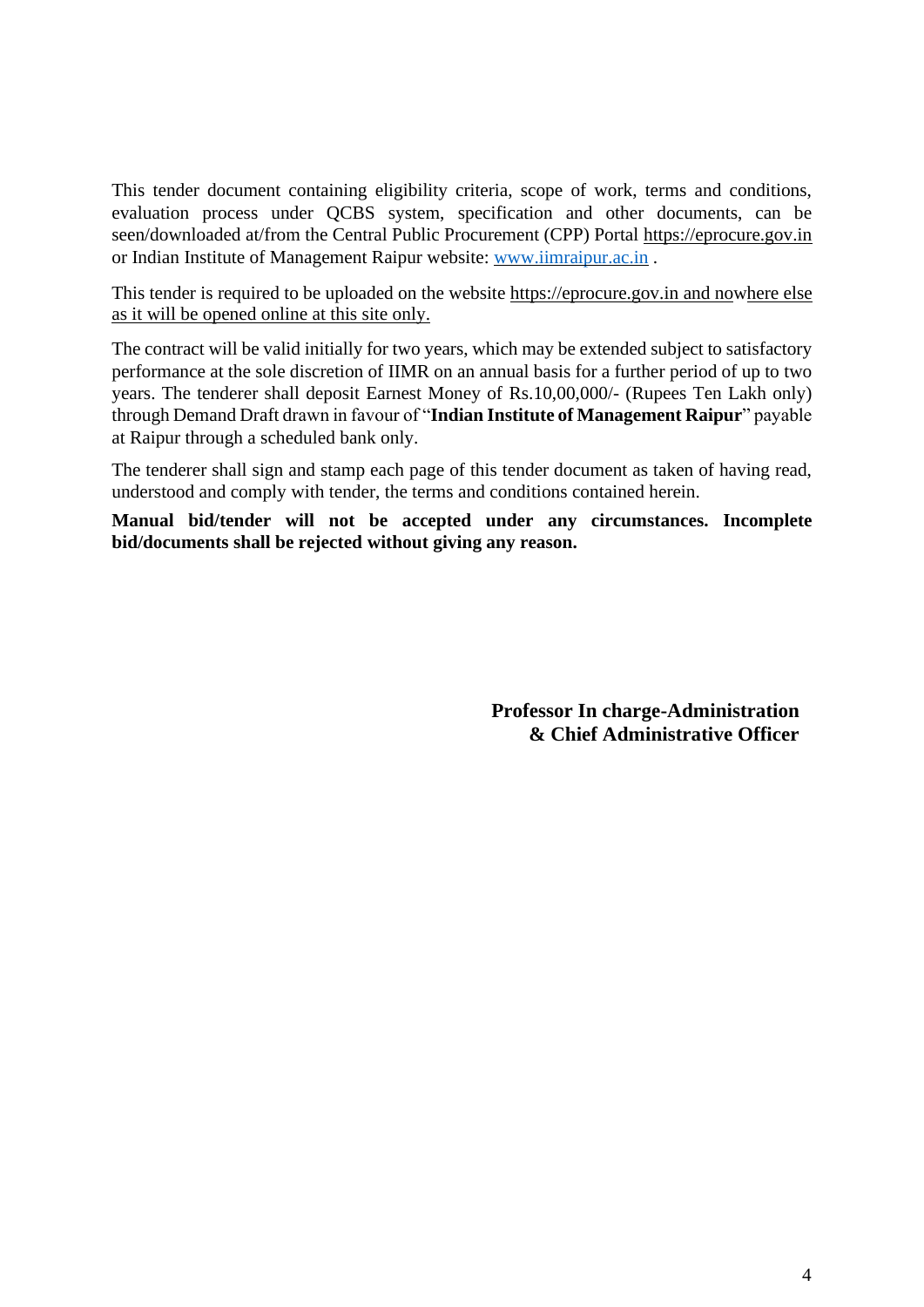This tender document containing eligibility criteria, scope of work, terms and conditions, evaluation process under QCBS system, specification and other documents, can be seen/downloaded at/from the Central Public Procurement (CPP) Portal https://eprocure.gov.in or Indian Institute of Management Raipur website: www.iimraipur.ac.in .

This tender is required to be uploaded on the website https://eprocure.gov.in and nowhere else as it will be opened online at this site only.

The contract will be valid initially for two years, which may be extended subject to satisfactory performance at the sole discretion of IIMR on an annual basis for a further period of up to two years. The tenderer shall deposit Earnest Money of Rs.10,00,000/- (Rupees Ten Lakh only) through Demand Draft drawn in favour of "**Indian Institute of Management Raipur**" payable at Raipur through a scheduled bank only.

The tenderer shall sign and stamp each page of this tender document as taken of having read, understood and comply with tender, the terms and conditions contained herein.

**Manual bid/tender will not be accepted under any circumstances. Incomplete bid/documents shall be rejected without giving any reason.**

**Professor In charge-Administration & Chief Administrative Officer**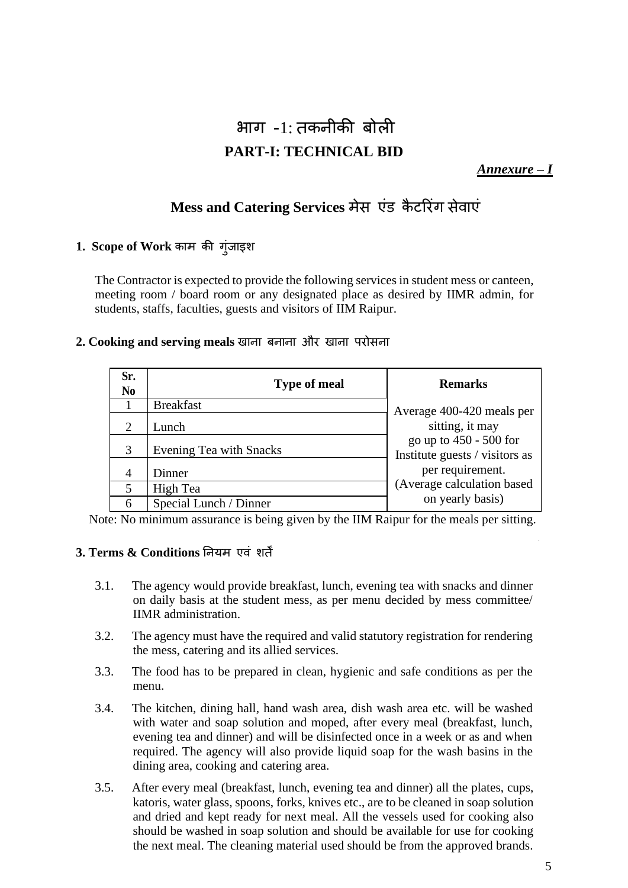# भाग -1: तकनीकी बोली
# PART-I: TECHNICAL BID

***Annexure – I***

## Mess and Catering Services मेस एंड कैटरिंग सेवाएं

### 1. Scope of Work काम की गुंजाइश

The Contractor is expected to provide the following services in student mess or canteen, meeting room / board room or any designated place as desired by IIMR admin, for students, staffs, faculties, guests and visitors of IIM Raipur.

### 2. Cooking and serving meals खाना बनाना और खाना परोसना

| Sr. No | Type of meal | Remarks |
|---|---|---|
| 1 | Breakfast | Average 400-420 meals per sitting, it may go up to 450 - 500 for Institute guests / visitors as per requirement. (Average calculation based on yearly basis) |
| 2 | Lunch | |
| 3 | Evening Tea with Snacks | |
| 4 | Dinner | |
| 5 | High Tea | |
| 6 | Special Lunch / Dinner | |

Note: No minimum assurance is being given by the IIM Raipur for the meals per sitting.

### 3. Terms & Conditions नियम एवं शर्तें

3.1. The agency would provide breakfast, lunch, evening tea with snacks and dinner on daily basis at the student mess, as per menu decided by mess committee/ IIMR administration.

3.2. The agency must have the required and valid statutory registration for rendering the mess, catering and its allied services.

3.3. The food has to be prepared in clean, hygienic and safe conditions as per the menu.

3.4. The kitchen, dining hall, hand wash area, dish wash area etc. will be washed with water and soap solution and moped, after every meal (breakfast, lunch, evening tea and dinner) and will be disinfected once in a week or as and when required. The agency will also provide liquid soap for the wash basins in the dining area, cooking and catering area.

3.5. After every meal (breakfast, lunch, evening tea and dinner) all the plates, cups, katoris, water glass, spoons, forks, knives etc., are to be cleaned in soap solution and dried and kept ready for next meal. All the vessels used for cooking also should be washed in soap solution and should be available for use for cooking the next meal. The cleaning material used should be from the approved brands.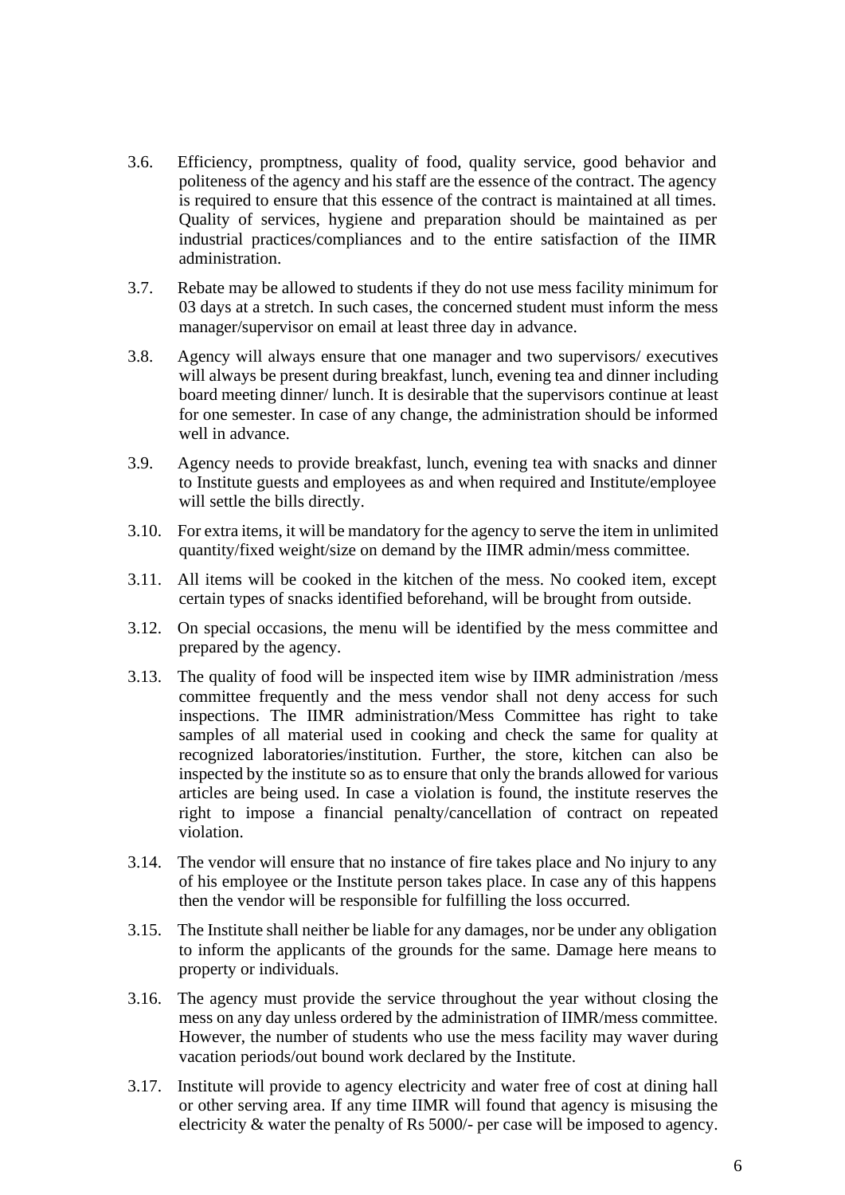3.6. Efficiency, promptness, quality of food, quality service, good behavior and politeness of the agency and his staff are the essence of the contract. The agency is required to ensure that this essence of the contract is maintained at all times. Quality of services, hygiene and preparation should be maintained as per industrial practices/compliances and to the entire satisfaction of the IIMR administration.

3.7. Rebate may be allowed to students if they do not use mess facility minimum for 03 days at a stretch. In such cases, the concerned student must inform the mess manager/supervisor on email at least three day in advance.

3.8. Agency will always ensure that one manager and two supervisors/ executives will always be present during breakfast, lunch, evening tea and dinner including board meeting dinner/ lunch. It is desirable that the supervisors continue at least for one semester. In case of any change, the administration should be informed well in advance.

3.9. Agency needs to provide breakfast, lunch, evening tea with snacks and dinner to Institute guests and employees as and when required and Institute/employee will settle the bills directly.

3.10. For extra items, it will be mandatory for the agency to serve the item in unlimited quantity/fixed weight/size on demand by the IIMR admin/mess committee.

3.11. All items will be cooked in the kitchen of the mess. No cooked item, except certain types of snacks identified beforehand, will be brought from outside.

3.12. On special occasions, the menu will be identified by the mess committee and prepared by the agency.

3.13. The quality of food will be inspected item wise by IIMR administration /mess committee frequently and the mess vendor shall not deny access for such inspections. The IIMR administration/Mess Committee has right to take samples of all material used in cooking and check the same for quality at recognized laboratories/institution. Further, the store, kitchen can also be inspected by the institute so as to ensure that only the brands allowed for various articles are being used. In case a violation is found, the institute reserves the right to impose a financial penalty/cancellation of contract on repeated violation.

3.14. The vendor will ensure that no instance of fire takes place and No injury to any of his employee or the Institute person takes place. In case any of this happens then the vendor will be responsible for fulfilling the loss occurred.

3.15. The Institute shall neither be liable for any damages, nor be under any obligation to inform the applicants of the grounds for the same. Damage here means to property or individuals.

3.16. The agency must provide the service throughout the year without closing the mess on any day unless ordered by the administration of IIMR/mess committee. However, the number of students who use the mess facility may waver during vacation periods/out bound work declared by the Institute.

3.17. Institute will provide to agency electricity and water free of cost at dining hall or other serving area. If any time IIMR will found that agency is misusing the electricity & water the penalty of Rs 5000/- per case will be imposed to agency.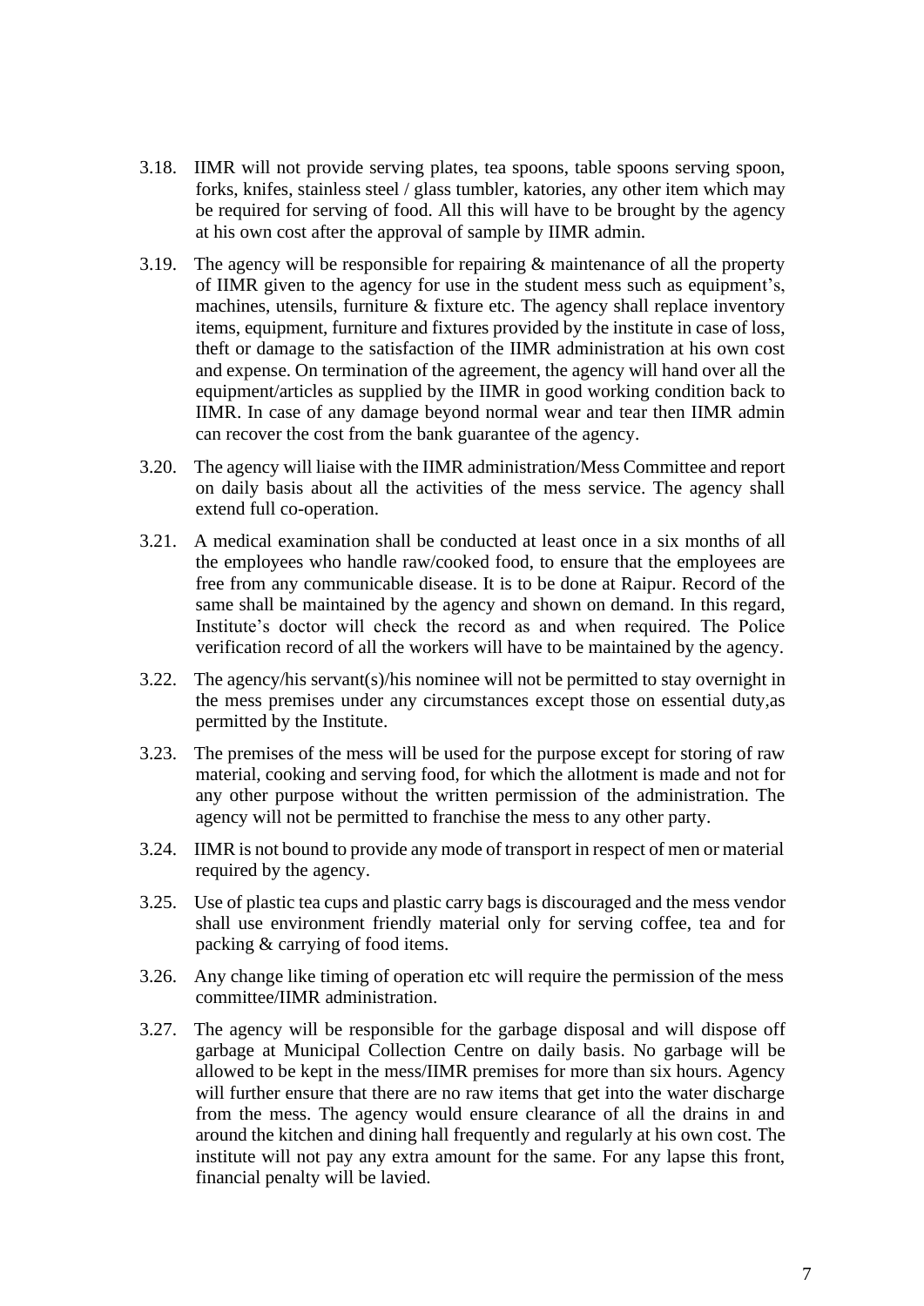3.18. IIMR will not provide serving plates, tea spoons, table spoons serving spoon, forks, knifes, stainless steel / glass tumbler, katories, any other item which may be required for serving of food. All this will have to be brought by the agency at his own cost after the approval of sample by IIMR admin.

3.19. The agency will be responsible for repairing & maintenance of all the property of IIMR given to the agency for use in the student mess such as equipment's, machines, utensils, furniture & fixture etc. The agency shall replace inventory items, equipment, furniture and fixtures provided by the institute in case of loss, theft or damage to the satisfaction of the IIMR administration at his own cost and expense. On termination of the agreement, the agency will hand over all the equipment/articles as supplied by the IIMR in good working condition back to IIMR. In case of any damage beyond normal wear and tear then IIMR admin can recover the cost from the bank guarantee of the agency.

3.20. The agency will liaise with the IIMR administration/Mess Committee and report on daily basis about all the activities of the mess service. The agency shall extend full co-operation.

3.21. A medical examination shall be conducted at least once in a six months of all the employees who handle raw/cooked food, to ensure that the employees are free from any communicable disease. It is to be done at Raipur. Record of the same shall be maintained by the agency and shown on demand. In this regard, Institute's doctor will check the record as and when required. The Police verification record of all the workers will have to be maintained by the agency.

3.22. The agency/his servant(s)/his nominee will not be permitted to stay overnight in the mess premises under any circumstances except those on essential duty,as permitted by the Institute.

3.23. The premises of the mess will be used for the purpose except for storing of raw material, cooking and serving food, for which the allotment is made and not for any other purpose without the written permission of the administration. The agency will not be permitted to franchise the mess to any other party.

3.24. IIMR is not bound to provide any mode of transport in respect of men or material required by the agency.

3.25. Use of plastic tea cups and plastic carry bags is discouraged and the mess vendor shall use environment friendly material only for serving coffee, tea and for packing & carrying of food items.

3.26. Any change like timing of operation etc will require the permission of the mess committee/IIMR administration.

3.27. The agency will be responsible for the garbage disposal and will dispose off garbage at Municipal Collection Centre on daily basis. No garbage will be allowed to be kept in the mess/IIMR premises for more than six hours. Agency will further ensure that there are no raw items that get into the water discharge from the mess. The agency would ensure clearance of all the drains in and around the kitchen and dining hall frequently and regularly at his own cost. The institute will not pay any extra amount for the same. For any lapse this front, financial penalty will be lavied.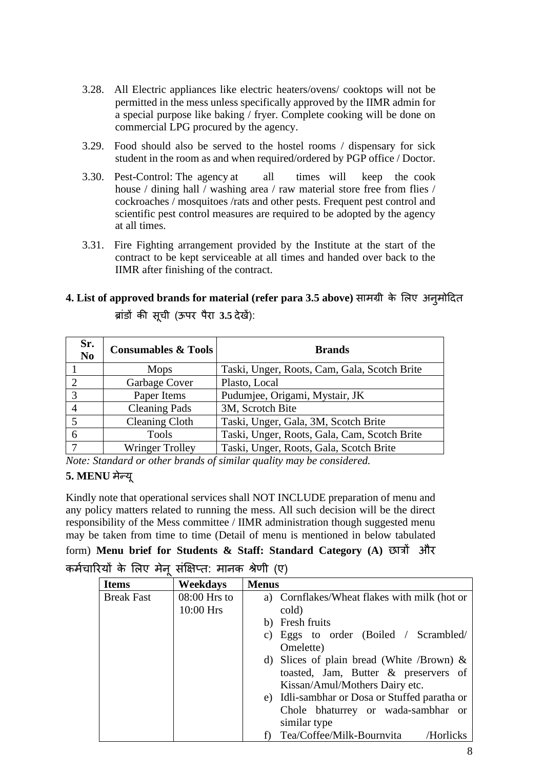3.28. All Electric appliances like electric heaters/ovens/ cooktops will not be permitted in the mess unless specifically approved by the IIMR admin for a special purpose like baking / fryer. Complete cooking will be done on commercial LPG procured by the agency.

3.29. Food should also be served to the hostel rooms / dispensary for sick student in the room as and when required/ordered by PGP office / Doctor.

3.30. Pest-Control: The agency at all times will keep the cook house / dining hall / washing area / raw material store free from flies / cockroaches / mosquitoes /rats and other pests. Frequent pest control and scientific pest control measures are required to be adopted by the agency at all times.

3.31. Fire Fighting arrangement provided by the Institute at the start of the contract to be kept serviceable at all times and handed over back to the IIMR after finishing of the contract.

## 4. List of approved brands for material (refer para 3.5 above) सामग्री के लिए अनुमोदित ब्रांडों की सूची (ऊपर पैरा 3.5 देखें):

| Sr. No | Consumables & Tools | Brands |
|---|---|---|
| 1 | Mops | Taski, Unger, Roots, Cam, Gala, Scotch Brite |
| 2 | Garbage Cover | Plasto, Local |
| 3 | Paper Items | Pudumjee, Origami, Mystair, JK |
| 4 | Cleaning Pads | 3M, Scrotch Bite |
| 5 | Cleaning Cloth | Taski, Unger, Gala, 3M, Scotch Brite |
| 6 | Tools | Taski, Unger, Roots, Gala, Cam, Scotch Brite |
| 7 | Wringer Trolley | Taski, Unger, Roots, Gala, Scotch Brite |

*Note: Standard or other brands of similar quality may be considered.*

## 5. MENU मेन्यू

Kindly note that operational services shall NOT INCLUDE preparation of menu and any policy matters related to running the mess. All such decision will be the direct responsibility of the Mess committee / IIMR administration though suggested menu may be taken from time to time (Detail of menu is mentioned in below tabulated form) **Menu brief for Students & Staff: Standard Category (A)** छात्रों और कर्मचारियों के लिए मेनू संक्षिप्त: मानक श्रेणी (ए)

| Items | Weekdays | Menus |
|---|---|---|
| Break Fast | 08:00 Hrs to 10:00 Hrs | a) Cornflakes/Wheat flakes with milk (hot or cold)<br>b) Fresh fruits<br>c) Eggs to order (Boiled / Scrambled/ Omelette)<br>d) Slices of plain bread (White /Brown) & toasted, Jam, Butter & preservers of Kissan/Amul/Mothers Dairy etc.<br>e) Idli-sambhar or Dosa or Stuffed paratha or Chole bhaturrey or wada-sambhar or similar type<br>f) Tea/Coffee/Milk-Bournvita /Horlicks |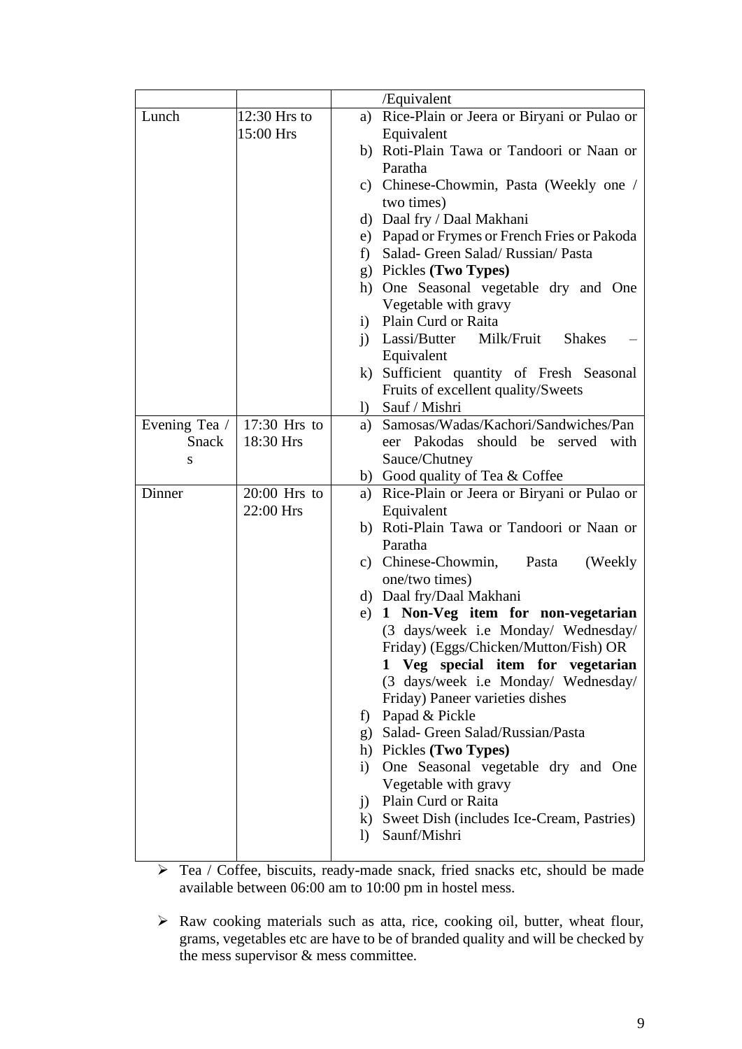| | | |
|---|---|---|
| | | /Equivalent |
| Lunch | 12:30 Hrs to 15:00 Hrs | a) Rice-Plain or Jeera or Biryani or Pulao or Equivalent<br>b) Roti-Plain Tawa or Tandoori or Naan or Paratha<br>c) Chinese-Chowmin, Pasta (Weekly one / two times)<br>d) Daal fry / Daal Makhani<br>e) Papad or Frymes or French Fries or Pakoda<br>f) Salad- Green Salad/ Russian/ Pasta<br>g) Pickles **(Two Types)**<br>h) One Seasonal vegetable dry and One Vegetable with gravy<br>i) Plain Curd or Raita<br>j) Lassi/Butter Milk/Fruit Shakes – Equivalent<br>k) Sufficient quantity of Fresh Seasonal Fruits of excellent quality/Sweets<br>l) Sauf / Mishri |
| Evening Tea / Snacks | 17:30 Hrs to 18:30 Hrs | a) Samosas/Wadas/Kachori/Sandwiches/Paneer Pakodas should be served with Sauce/Chutney<br>b) Good quality of Tea & Coffee |
| Dinner | 20:00 Hrs to 22:00 Hrs | a) Rice-Plain or Jeera or Biryani or Pulao or Equivalent<br>b) Roti-Plain Tawa or Tandoori or Naan or Paratha<br>c) Chinese-Chowmin, Pasta (Weekly one/two times)<br>d) Daal fry/Daal Makhani<br>e) **1 Non-Veg item for non-vegetarian** (3 days/week i.e Monday/ Wednesday/ Friday) (Eggs/Chicken/Mutton/Fish) OR **1 Veg special item for vegetarian** (3 days/week i.e Monday/ Wednesday/ Friday) Paneer varieties dishes<br>f) Papad & Pickle<br>g) Salad- Green Salad/Russian/Pasta<br>h) Pickles **(Two Types)**<br>i) One Seasonal vegetable dry and One Vegetable with gravy<br>j) Plain Curd or Raita<br>k) Sweet Dish (includes Ice-Cream, Pastries)<br>l) Saunf/Mishri |

- Tea / Coffee, biscuits, ready-made snack, fried snacks etc, should be made available between 06:00 am to 10:00 pm in hostel mess.

- Raw cooking materials such as atta, rice, cooking oil, butter, wheat flour, grams, vegetables etc are have to be of branded quality and will be checked by the mess supervisor & mess committee.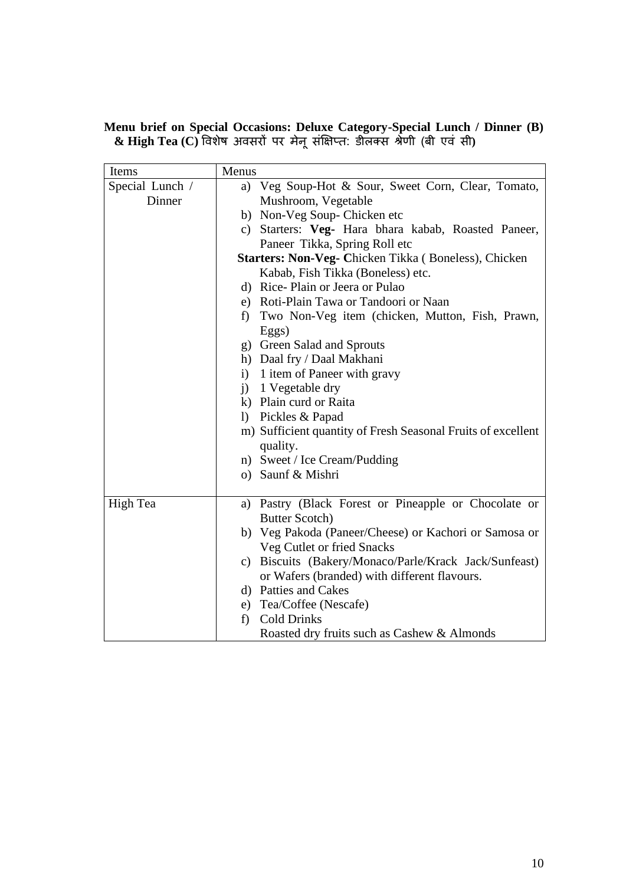**Menu brief on Special Occasions: Deluxe Category-Special Lunch / Dinner (B) & High Tea (C)** विशेष अवसरों पर मेनू संक्षिप्त: डीलक्स श्रेणी (बी एवं सी)

| Items | Menus |
|---|---|
| Special Lunch / Dinner | a) Veg Soup-Hot & Sour, Sweet Corn, Clear, Tomato, Mushroom, Vegetable<br>b) Non-Veg Soup- Chicken etc<br>c) Starters: **Veg-** Hara bhara kabab, Roasted Paneer, Paneer Tikka, Spring Roll etc<br>**Starters: Non-Veg- C**hicken Tikka ( Boneless), Chicken Kabab, Fish Tikka (Boneless) etc.<br>d) Rice- Plain or Jeera or Pulao<br>e) Roti-Plain Tawa or Tandoori or Naan<br>f) Two Non-Veg item (chicken, Mutton, Fish, Prawn, Eggs)<br>g) Green Salad and Sprouts<br>h) Daal fry / Daal Makhani<br>i) 1 item of Paneer with gravy<br>j) 1 Vegetable dry<br>k) Plain curd or Raita<br>l) Pickles & Papad<br>m) Sufficient quantity of Fresh Seasonal Fruits of excellent quality.<br>n) Sweet / Ice Cream/Pudding<br>o) Saunf & Mishri |
| High Tea | a) Pastry (Black Forest or Pineapple or Chocolate or Butter Scotch)<br>b) Veg Pakoda (Paneer/Cheese) or Kachori or Samosa or Veg Cutlet or fried Snacks<br>c) Biscuits (Bakery/Monaco/Parle/Krack Jack/Sunfeast) or Wafers (branded) with different flavours.<br>d) Patties and Cakes<br>e) Tea/Coffee (Nescafe)<br>f) Cold Drinks<br>Roasted dry fruits such as Cashew & Almonds |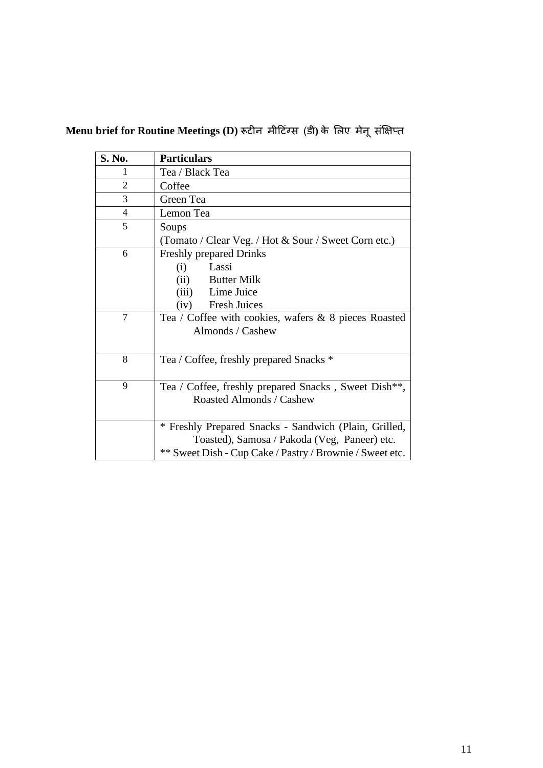**Menu brief for Routine Meetings (D) रूटीन मीटिंग्स (डी) के लिए मेनू संक्षिप्त**

| S. No. | Particulars |
|---|---|
| 1 | Tea / Black Tea |
| 2 | Coffee |
| 3 | Green Tea |
| 4 | Lemon Tea |
| 5 | Soups<br>(Tomato / Clear Veg. / Hot & Sour / Sweet Corn etc.) |
| 6 | Freshly prepared Drinks<br>(i) Lassi<br>(ii) Butter Milk<br>(iii) Lime Juice<br>(iv) Fresh Juices |
| 7 | Tea / Coffee with cookies, wafers & 8 pieces Roasted Almonds / Cashew |
| 8 | Tea / Coffee, freshly prepared Snacks * |
| 9 | Tea / Coffee, freshly prepared Snacks , Sweet Dish**, Roasted Almonds / Cashew |
| | * Freshly Prepared Snacks - Sandwich (Plain, Grilled, Toasted), Samosa / Pakoda (Veg, Paneer) etc.<br>** Sweet Dish - Cup Cake / Pastry / Brownie / Sweet etc. |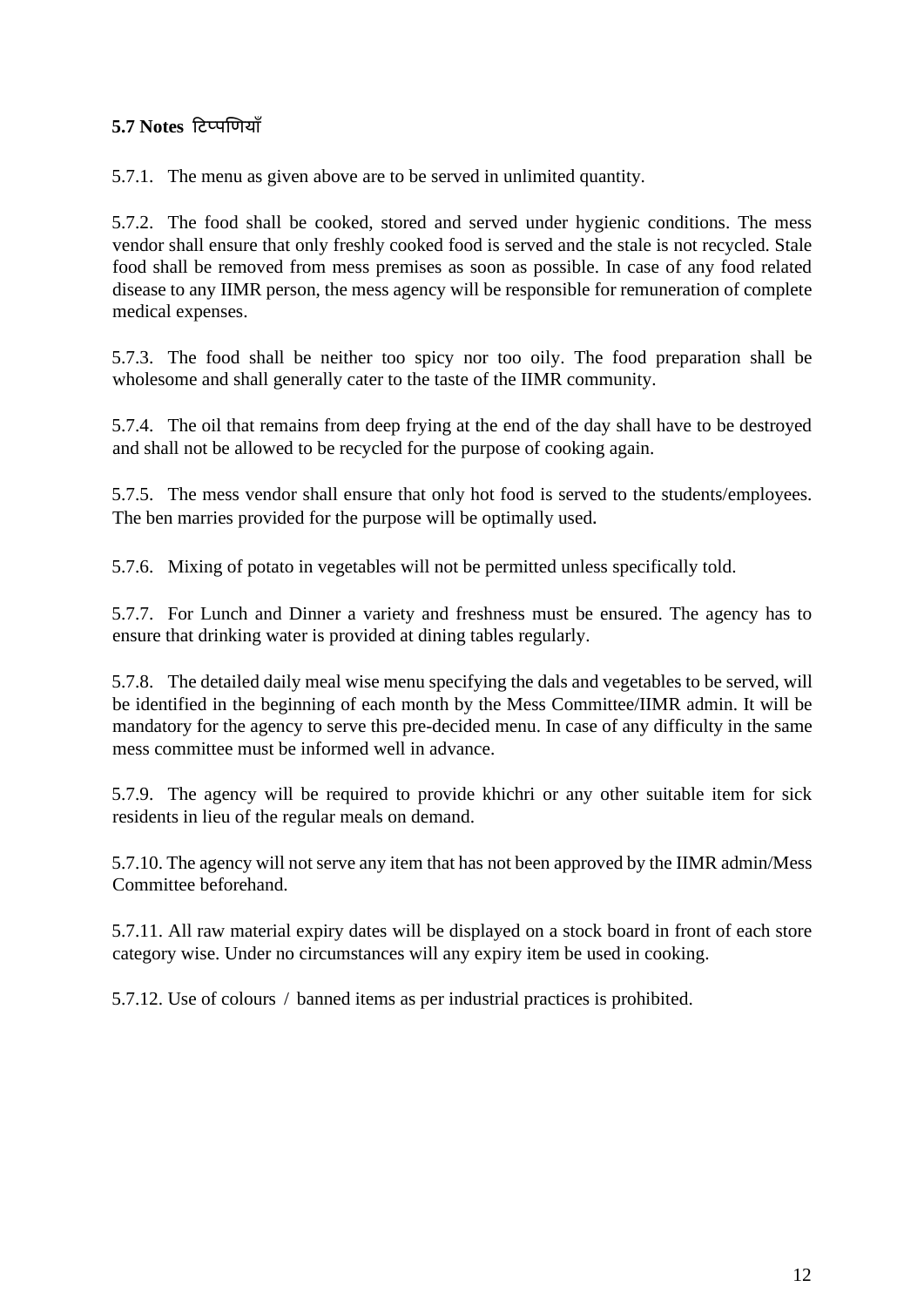### 5.7 Notes टिप्पणियाँ

5.7.1. The menu as given above are to be served in unlimited quantity.

5.7.2. The food shall be cooked, stored and served under hygienic conditions. The mess vendor shall ensure that only freshly cooked food is served and the stale is not recycled. Stale food shall be removed from mess premises as soon as possible. In case of any food related disease to any IIMR person, the mess agency will be responsible for remuneration of complete medical expenses.

5.7.3. The food shall be neither too spicy nor too oily. The food preparation shall be wholesome and shall generally cater to the taste of the IIMR community.

5.7.4. The oil that remains from deep frying at the end of the day shall have to be destroyed and shall not be allowed to be recycled for the purpose of cooking again.

5.7.5. The mess vendor shall ensure that only hot food is served to the students/employees. The ben marries provided for the purpose will be optimally used.

5.7.6. Mixing of potato in vegetables will not be permitted unless specifically told.

5.7.7. For Lunch and Dinner a variety and freshness must be ensured. The agency has to ensure that drinking water is provided at dining tables regularly.

5.7.8. The detailed daily meal wise menu specifying the dals and vegetables to be served, will be identified in the beginning of each month by the Mess Committee/IIMR admin. It will be mandatory for the agency to serve this pre-decided menu. In case of any difficulty in the same mess committee must be informed well in advance.

5.7.9. The agency will be required to provide khichri or any other suitable item for sick residents in lieu of the regular meals on demand.

5.7.10. The agency will not serve any item that has not been approved by the IIMR admin/Mess Committee beforehand.

5.7.11. All raw material expiry dates will be displayed on a stock board in front of each store category wise. Under no circumstances will any expiry item be used in cooking.

5.7.12. Use of colours / banned items as per industrial practices is prohibited.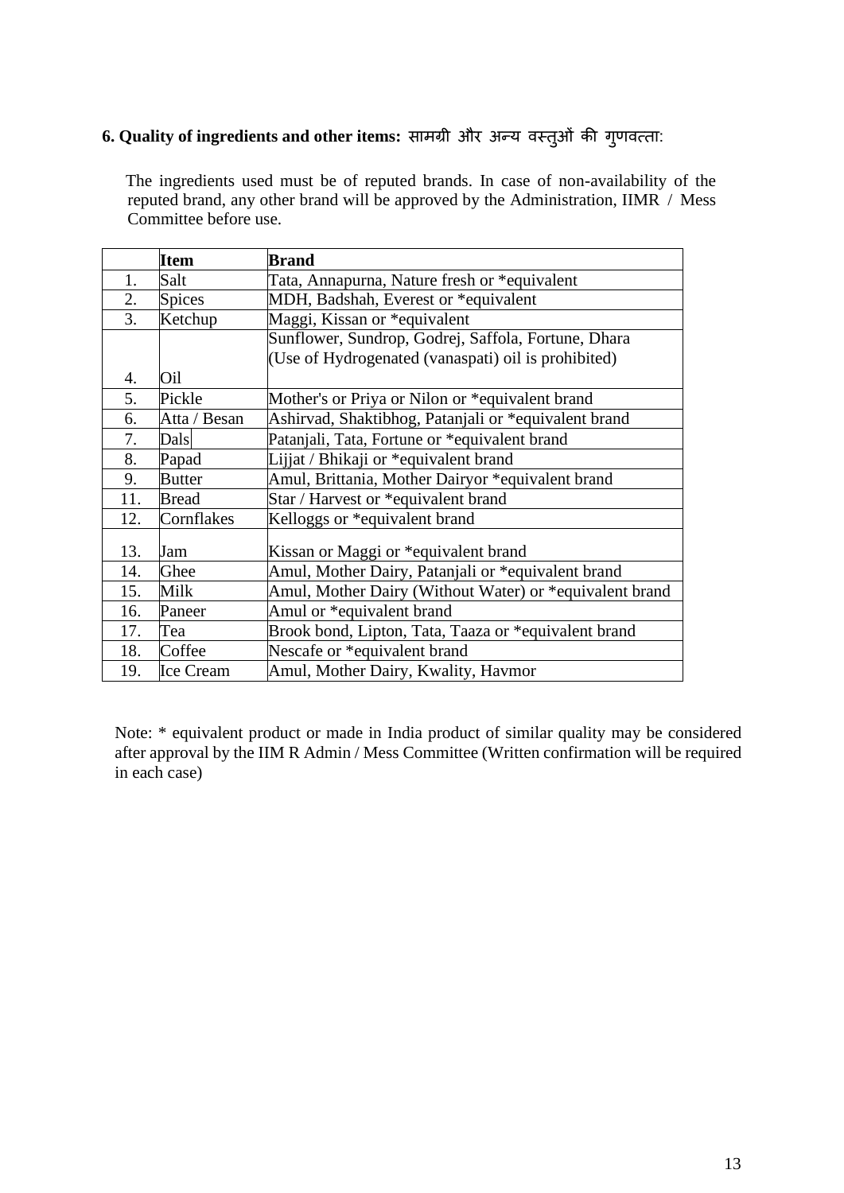### 6. Quality of ingredients and other items: सामग्री और अन्य वस्तुओं की गुणवत्ता:

The ingredients used must be of reputed brands. In case of non-availability of the reputed brand, any other brand will be approved by the Administration, IIMR / Mess Committee before use.

| | **Item** | **Brand** |
|---|---|---|
| 1. | Salt | Tata, Annapurna, Nature fresh or *equivalent |
| 2. | Spices | MDH, Badshah, Everest or *equivalent |
| 3. | Ketchup | Maggi, Kissan or *equivalent |
| 4. | Oil | Sunflower, Sundrop, Godrej, Saffola, Fortune, Dhara (Use of Hydrogenated (vanaspati) oil is prohibited) |
| 5. | Pickle | Mother's or Priya or Nilon or *equivalent brand |
| 6. | Atta / Besan | Ashirvad, Shaktibhog, Patanjali or *equivalent brand |
| 7. | Dals | Patanjali, Tata, Fortune or *equivalent brand |
| 8. | Papad | Lijjat / Bhikaji or *equivalent brand |
| 9. | Butter | Amul, Brittania, Mother Dairyor *equivalent brand |
| 11. | Bread | Star / Harvest or *equivalent brand |
| 12. | Cornflakes | Kelloggs or *equivalent brand |
| 13. | Jam | Kissan or Maggi or *equivalent brand |
| 14. | Ghee | Amul, Mother Dairy, Patanjali or *equivalent brand |
| 15. | Milk | Amul, Mother Dairy (Without Water) or *equivalent brand |
| 16. | Paneer | Amul or *equivalent brand |
| 17. | Tea | Brook bond, Lipton, Tata, Taaza or *equivalent brand |
| 18. | Coffee | Nescafe or *equivalent brand |
| 19. | Ice Cream | Amul, Mother Dairy, Kwality, Havmor |

Note: * equivalent product or made in India product of similar quality may be considered after approval by the IIM R Admin / Mess Committee (Written confirmation will be required in each case)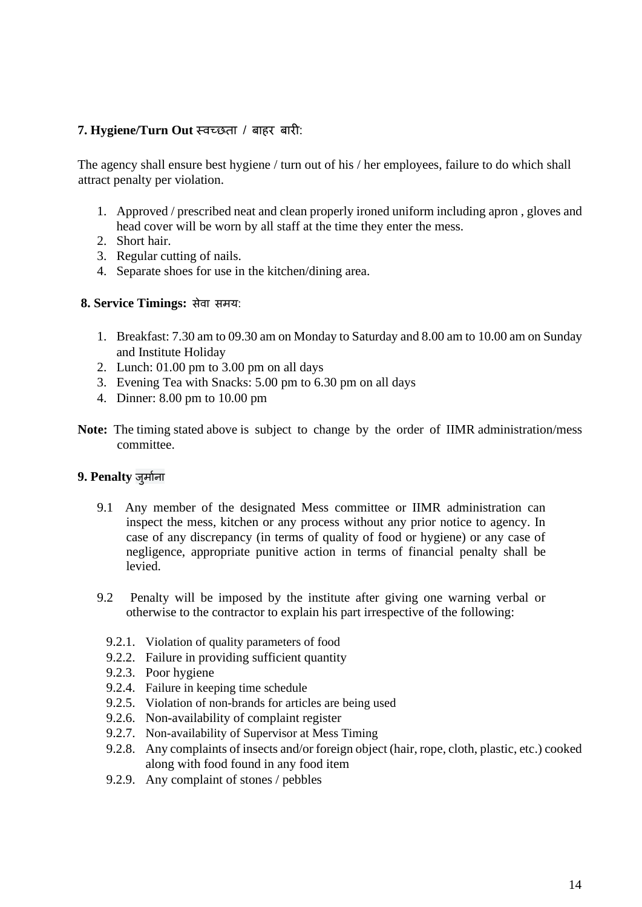**7. Hygiene/Turn Out स्वच्छता / बाहर बारी**:

The agency shall ensure best hygiene / turn out of his / her employees, failure to do which shall attract penalty per violation.

1. Approved / prescribed neat and clean properly ironed uniform including apron , gloves and head cover will be worn by all staff at the time they enter the mess.
2. Short hair.
3. Regular cutting of nails.
4. Separate shoes for use in the kitchen/dining area.

**8. Service Timings:** सेवा समय:

1. Breakfast: 7.30 am to 09.30 am on Monday to Saturday and 8.00 am to 10.00 am on Sunday and Institute Holiday
2. Lunch: 01.00 pm to 3.00 pm on all days
3. Evening Tea with Snacks: 5.00 pm to 6.30 pm on all days
4. Dinner: 8.00 pm to 10.00 pm

**Note:** The timing stated above is subject to change by the order of IIMR administration/mess committee.

**9. Penalty** जुर्माना

9.1 Any member of the designated Mess committee or IIMR administration can inspect the mess, kitchen or any process without any prior notice to agency. In case of any discrepancy (in terms of quality of food or hygiene) or any case of negligence, appropriate punitive action in terms of financial penalty shall be levied.

9.2 Penalty will be imposed by the institute after giving one warning verbal or otherwise to the contractor to explain his part irrespective of the following:

- 9.2.1. Violation of quality parameters of food
- 9.2.2. Failure in providing sufficient quantity
- 9.2.3. Poor hygiene
- 9.2.4. Failure in keeping time schedule
- 9.2.5. Violation of non-brands for articles are being used
- 9.2.6. Non-availability of complaint register
- 9.2.7. Non-availability of Supervisor at Mess Timing
- 9.2.8. Any complaints of insects and/or foreign object (hair, rope, cloth, plastic, etc.) cooked along with food found in any food item
- 9.2.9. Any complaint of stones / pebbles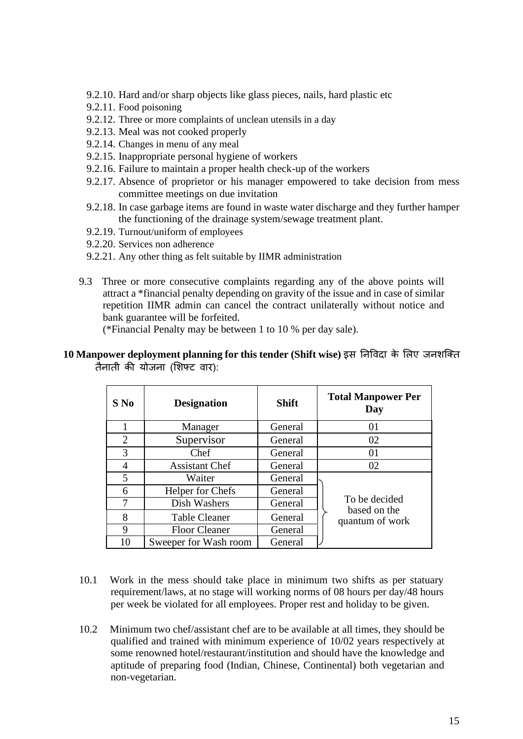9.2.10. Hard and/or sharp objects like glass pieces, nails, hard plastic etc

9.2.11. Food poisoning

9.2.12. Three or more complaints of unclean utensils in a day

9.2.13. Meal was not cooked properly

9.2.14. Changes in menu of any meal

9.2.15. Inappropriate personal hygiene of workers

9.2.16. Failure to maintain a proper health check-up of the workers

9.2.17. Absence of proprietor or his manager empowered to take decision from mess committee meetings on due invitation

9.2.18. In case garbage items are found in waste water discharge and they further hamper the functioning of the drainage system/sewage treatment plant.

9.2.19. Turnout/uniform of employees

9.2.20. Services non adherence

9.2.21. Any other thing as felt suitable by IIMR administration

9.3 Three or more consecutive complaints regarding any of the above points will attract a *financial penalty depending on gravity of the issue and in case of similar repetition IIMR admin can cancel the contract unilaterally without notice and bank guarantee will be forfeited.
(*Financial Penalty may be between 1 to 10 % per day sale).

**10 Manpower deployment planning for this tender (Shift wise)** इस निविदा के लिए जनशक्ति तैनाती की योजना (शिफ्ट वार):

| S No | Designation | Shift | Total Manpower Per Day |
|---|---|---|---|
| 1 | Manager | General | 01 |
| 2 | Supervisor | General | 02 |
| 3 | Chef | General | 01 |
| 4 | Assistant Chef | General | 02 |
| 5 | Waiter | General | To be decided based on the quantum of work |
| 6 | Helper for Chefs | General | |
| 7 | Dish Washers | General | |
| 8 | Table Cleaner | General | |
| 9 | Floor Cleaner | General | |
| 10 | Sweeper for Wash room | General | |

10.1 Work in the mess should take place in minimum two shifts as per statuary requirement/laws, at no stage will working norms of 08 hours per day/48 hours per week be violated for all employees. Proper rest and holiday to be given.

10.2 Minimum two chef/assistant chef are to be available at all times, they should be qualified and trained with minimum experience of 10/02 years respectively at some renowned hotel/restaurant/institution and should have the knowledge and aptitude of preparing food (Indian, Chinese, Continental) both vegetarian and non-vegetarian.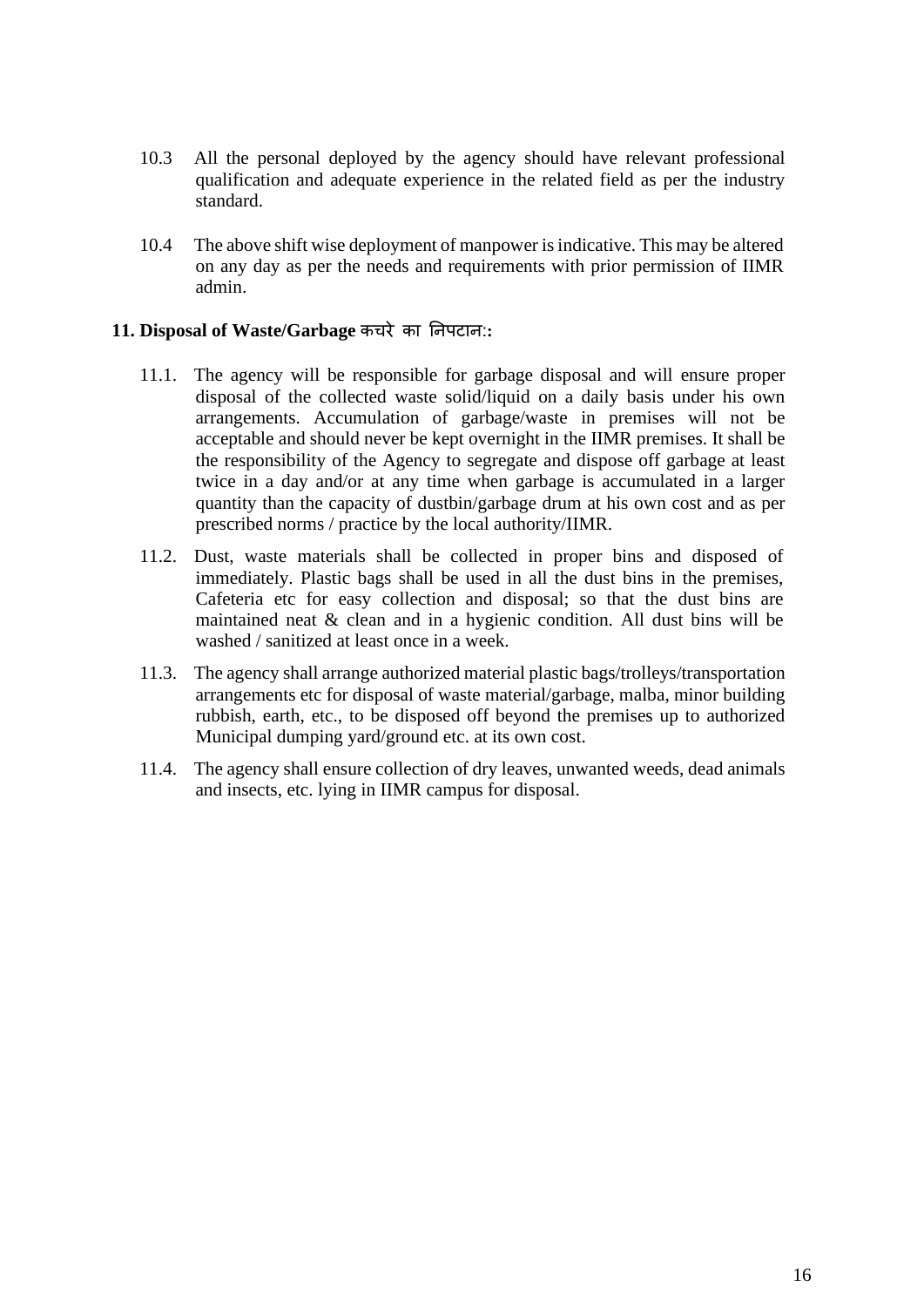10.3 All the personal deployed by the agency should have relevant professional qualification and adequate experience in the related field as per the industry standard.

10.4 The above shift wise deployment of manpower is indicative. This may be altered on any day as per the needs and requirements with prior permission of IIMR admin.

**11. Disposal of Waste/Garbage कचरे का निपटान::**

11.1. The agency will be responsible for garbage disposal and will ensure proper disposal of the collected waste solid/liquid on a daily basis under his own arrangements. Accumulation of garbage/waste in premises will not be acceptable and should never be kept overnight in the IIMR premises. It shall be the responsibility of the Agency to segregate and dispose off garbage at least twice in a day and/or at any time when garbage is accumulated in a larger quantity than the capacity of dustbin/garbage drum at his own cost and as per prescribed norms / practice by the local authority/IIMR.

11.2. Dust, waste materials shall be collected in proper bins and disposed of immediately. Plastic bags shall be used in all the dust bins in the premises, Cafeteria etc for easy collection and disposal; so that the dust bins are maintained neat & clean and in a hygienic condition. All dust bins will be washed / sanitized at least once in a week.

11.3. The agency shall arrange authorized material plastic bags/trolleys/transportation arrangements etc for disposal of waste material/garbage, malba, minor building rubbish, earth, etc., to be disposed off beyond the premises up to authorized Municipal dumping yard/ground etc. at its own cost.

11.4. The agency shall ensure collection of dry leaves, unwanted weeds, dead animals and insects, etc. lying in IIMR campus for disposal.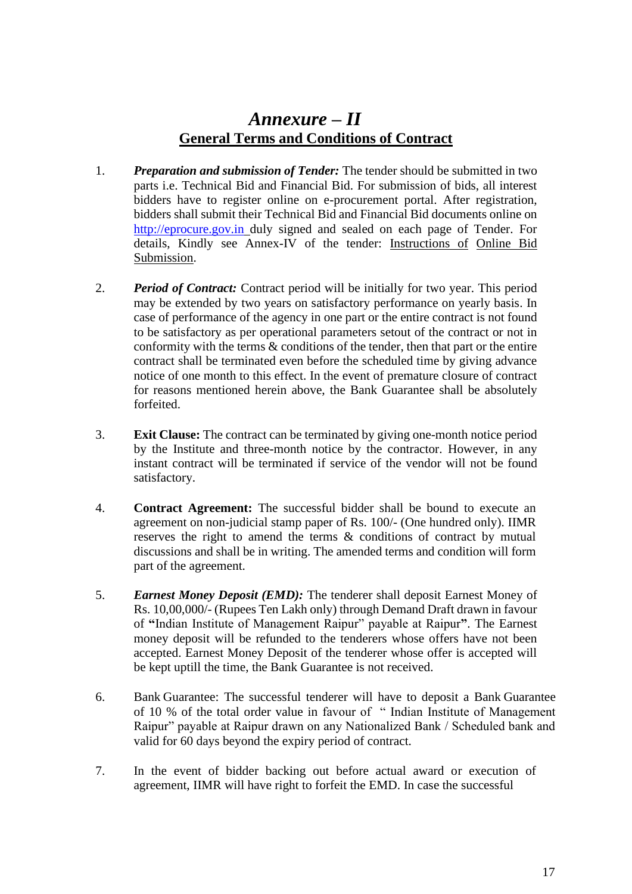# *Annexure – II*

## General Terms and Conditions of Contract

1. ***Preparation and submission of Tender:*** The tender should be submitted in two parts i.e. Technical Bid and Financial Bid. For submission of bids, all interest bidders have to register online on e-procurement portal. After registration, bidders shall submit their Technical Bid and Financial Bid documents online on http://eprocure.gov.in duly signed and sealed on each page of Tender. For details, Kindly see Annex-IV of the tender: Instructions of Online Bid Submission.

2. ***Period of Contract:*** Contract period will be initially for two year. This period may be extended by two years on satisfactory performance on yearly basis. In case of performance of the agency in one part or the entire contract is not found to be satisfactory as per operational parameters setout of the contract or not in conformity with the terms & conditions of the tender, then that part or the entire contract shall be terminated even before the scheduled time by giving advance notice of one month to this effect. In the event of premature closure of contract for reasons mentioned herein above, the Bank Guarantee shall be absolutely forfeited.

3. **Exit Clause:** The contract can be terminated by giving one-month notice period by the Institute and three-month notice by the contractor. However, in any instant contract will be terminated if service of the vendor will not be found satisfactory.

4. **Contract Agreement:** The successful bidder shall be bound to execute an agreement on non-judicial stamp paper of Rs. 100/- (One hundred only). IIMR reserves the right to amend the terms & conditions of contract by mutual discussions and shall be in writing. The amended terms and condition will form part of the agreement.

5. ***Earnest Money Deposit (EMD):*** The tenderer shall deposit Earnest Money of Rs. 10,00,000/- (Rupees Ten Lakh only) through Demand Draft drawn in favour of **"**Indian Institute of Management Raipur" payable at Raipur**"**. The Earnest money deposit will be refunded to the tenderers whose offers have not been accepted. Earnest Money Deposit of the tenderer whose offer is accepted will be kept uptill the time, the Bank Guarantee is not received.

6. Bank Guarantee: The successful tenderer will have to deposit a Bank Guarantee of 10 % of the total order value in favour of " Indian Institute of Management Raipur" payable at Raipur drawn on any Nationalized Bank / Scheduled bank and valid for 60 days beyond the expiry period of contract.

7. In the event of bidder backing out before actual award or execution of agreement, IIMR will have right to forfeit the EMD. In case the successful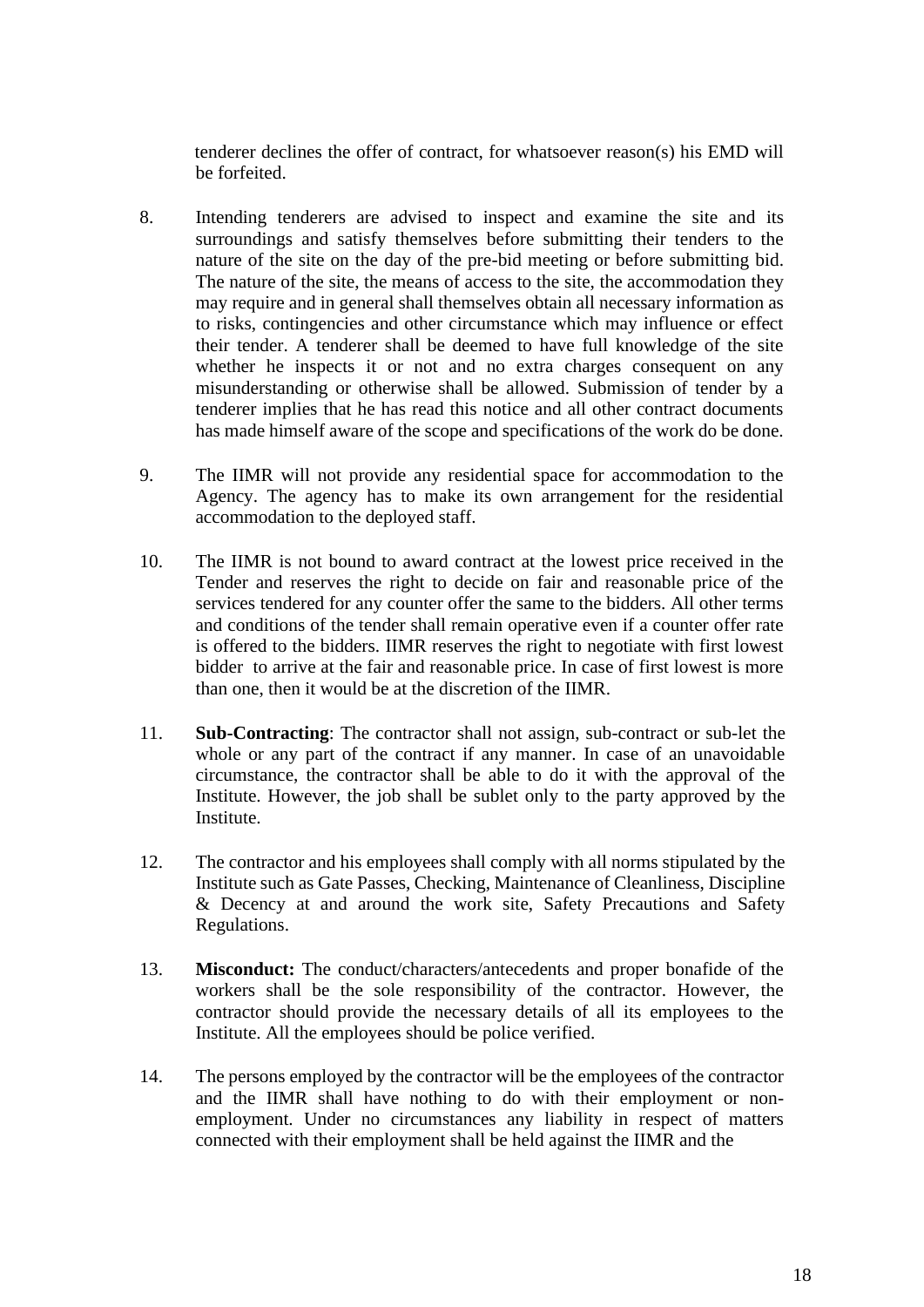tenderer declines the offer of contract, for whatsoever reason(s) his EMD will be forfeited.

8. Intending tenderers are advised to inspect and examine the site and its surroundings and satisfy themselves before submitting their tenders to the nature of the site on the day of the pre-bid meeting or before submitting bid. The nature of the site, the means of access to the site, the accommodation they may require and in general shall themselves obtain all necessary information as to risks, contingencies and other circumstance which may influence or effect their tender. A tenderer shall be deemed to have full knowledge of the site whether he inspects it or not and no extra charges consequent on any misunderstanding or otherwise shall be allowed. Submission of tender by a tenderer implies that he has read this notice and all other contract documents has made himself aware of the scope and specifications of the work do be done.

9. The IIMR will not provide any residential space for accommodation to the Agency. The agency has to make its own arrangement for the residential accommodation to the deployed staff.

10. The IIMR is not bound to award contract at the lowest price received in the Tender and reserves the right to decide on fair and reasonable price of the services tendered for any counter offer the same to the bidders. All other terms and conditions of the tender shall remain operative even if a counter offer rate is offered to the bidders. IIMR reserves the right to negotiate with first lowest bidder to arrive at the fair and reasonable price. In case of first lowest is more than one, then it would be at the discretion of the IIMR.

11. **Sub-Contracting**: The contractor shall not assign, sub-contract or sub-let the whole or any part of the contract if any manner. In case of an unavoidable circumstance, the contractor shall be able to do it with the approval of the Institute. However, the job shall be sublet only to the party approved by the Institute.

12. The contractor and his employees shall comply with all norms stipulated by the Institute such as Gate Passes, Checking, Maintenance of Cleanliness, Discipline & Decency at and around the work site, Safety Precautions and Safety Regulations.

13. **Misconduct:** The conduct/characters/antecedents and proper bonafide of the workers shall be the sole responsibility of the contractor. However, the contractor should provide the necessary details of all its employees to the Institute. All the employees should be police verified.

14. The persons employed by the contractor will be the employees of the contractor and the IIMR shall have nothing to do with their employment or non-employment. Under no circumstances any liability in respect of matters connected with their employment shall be held against the IIMR and the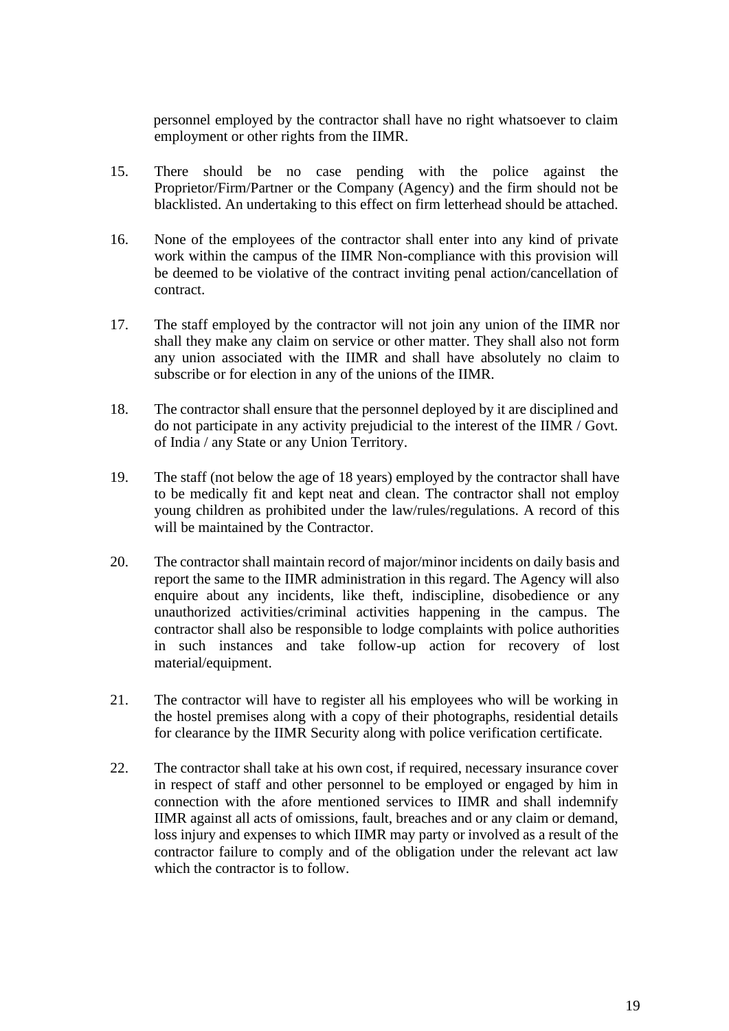personnel employed by the contractor shall have no right whatsoever to claim employment or other rights from the IIMR.

15. There should be no case pending with the police against the Proprietor/Firm/Partner or the Company (Agency) and the firm should not be blacklisted. An undertaking to this effect on firm letterhead should be attached.

16. None of the employees of the contractor shall enter into any kind of private work within the campus of the IIMR Non-compliance with this provision will be deemed to be violative of the contract inviting penal action/cancellation of contract.

17. The staff employed by the contractor will not join any union of the IIMR nor shall they make any claim on service or other matter. They shall also not form any union associated with the IIMR and shall have absolutely no claim to subscribe or for election in any of the unions of the IIMR.

18. The contractor shall ensure that the personnel deployed by it are disciplined and do not participate in any activity prejudicial to the interest of the IIMR / Govt. of India / any State or any Union Territory.

19. The staff (not below the age of 18 years) employed by the contractor shall have to be medically fit and kept neat and clean. The contractor shall not employ young children as prohibited under the law/rules/regulations. A record of this will be maintained by the Contractor.

20. The contractor shall maintain record of major/minor incidents on daily basis and report the same to the IIMR administration in this regard. The Agency will also enquire about any incidents, like theft, indiscipline, disobedience or any unauthorized activities/criminal activities happening in the campus. The contractor shall also be responsible to lodge complaints with police authorities in such instances and take follow-up action for recovery of lost material/equipment.

21. The contractor will have to register all his employees who will be working in the hostel premises along with a copy of their photographs, residential details for clearance by the IIMR Security along with police verification certificate.

22. The contractor shall take at his own cost, if required, necessary insurance cover in respect of staff and other personnel to be employed or engaged by him in connection with the afore mentioned services to IIMR and shall indemnify IIMR against all acts of omissions, fault, breaches and or any claim or demand, loss injury and expenses to which IIMR may party or involved as a result of the contractor failure to comply and of the obligation under the relevant act law which the contractor is to follow.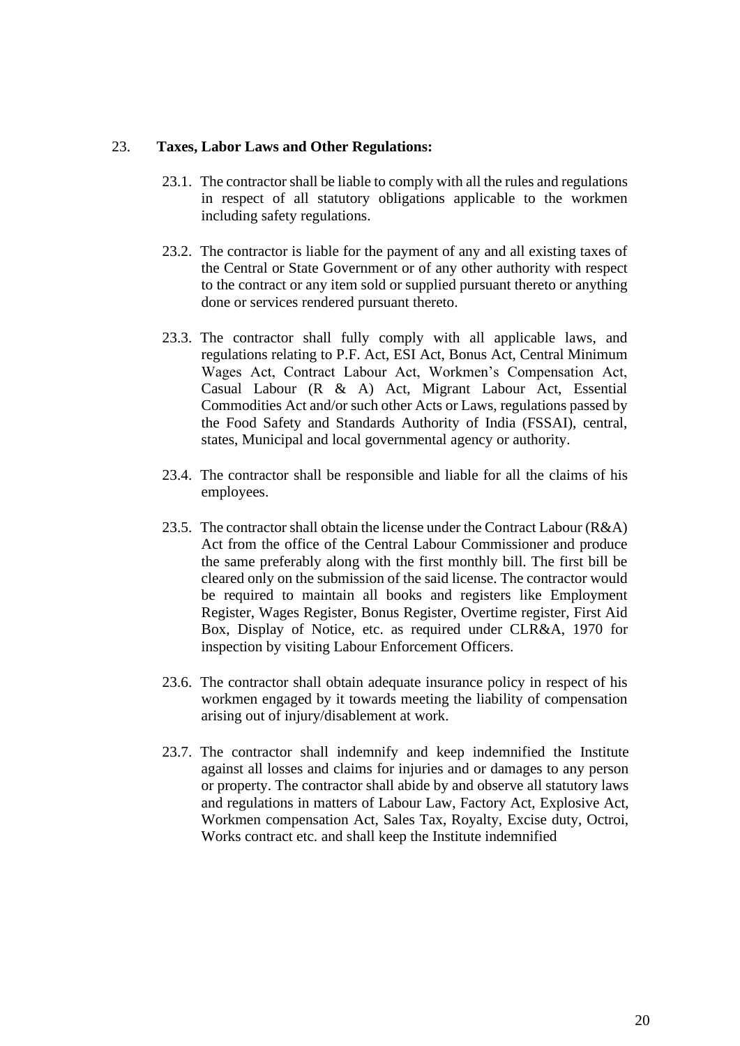23. **Taxes, Labor Laws and Other Regulations:**

23.1. The contractor shall be liable to comply with all the rules and regulations in respect of all statutory obligations applicable to the workmen including safety regulations.

23.2. The contractor is liable for the payment of any and all existing taxes of the Central or State Government or of any other authority with respect to the contract or any item sold or supplied pursuant thereto or anything done or services rendered pursuant thereto.

23.3. The contractor shall fully comply with all applicable laws, and regulations relating to P.F. Act, ESI Act, Bonus Act, Central Minimum Wages Act, Contract Labour Act, Workmen's Compensation Act, Casual Labour (R & A) Act, Migrant Labour Act, Essential Commodities Act and/or such other Acts or Laws, regulations passed by the Food Safety and Standards Authority of India (FSSAI), central, states, Municipal and local governmental agency or authority.

23.4. The contractor shall be responsible and liable for all the claims of his employees.

23.5. The contractor shall obtain the license under the Contract Labour (R&A) Act from the office of the Central Labour Commissioner and produce the same preferably along with the first monthly bill. The first bill be cleared only on the submission of the said license. The contractor would be required to maintain all books and registers like Employment Register, Wages Register, Bonus Register, Overtime register, First Aid Box, Display of Notice, etc. as required under CLR&A, 1970 for inspection by visiting Labour Enforcement Officers.

23.6. The contractor shall obtain adequate insurance policy in respect of his workmen engaged by it towards meeting the liability of compensation arising out of injury/disablement at work.

23.7. The contractor shall indemnify and keep indemnified the Institute against all losses and claims for injuries and or damages to any person or property. The contractor shall abide by and observe all statutory laws and regulations in matters of Labour Law, Factory Act, Explosive Act, Workmen compensation Act, Sales Tax, Royalty, Excise duty, Octroi, Works contract etc. and shall keep the Institute indemnified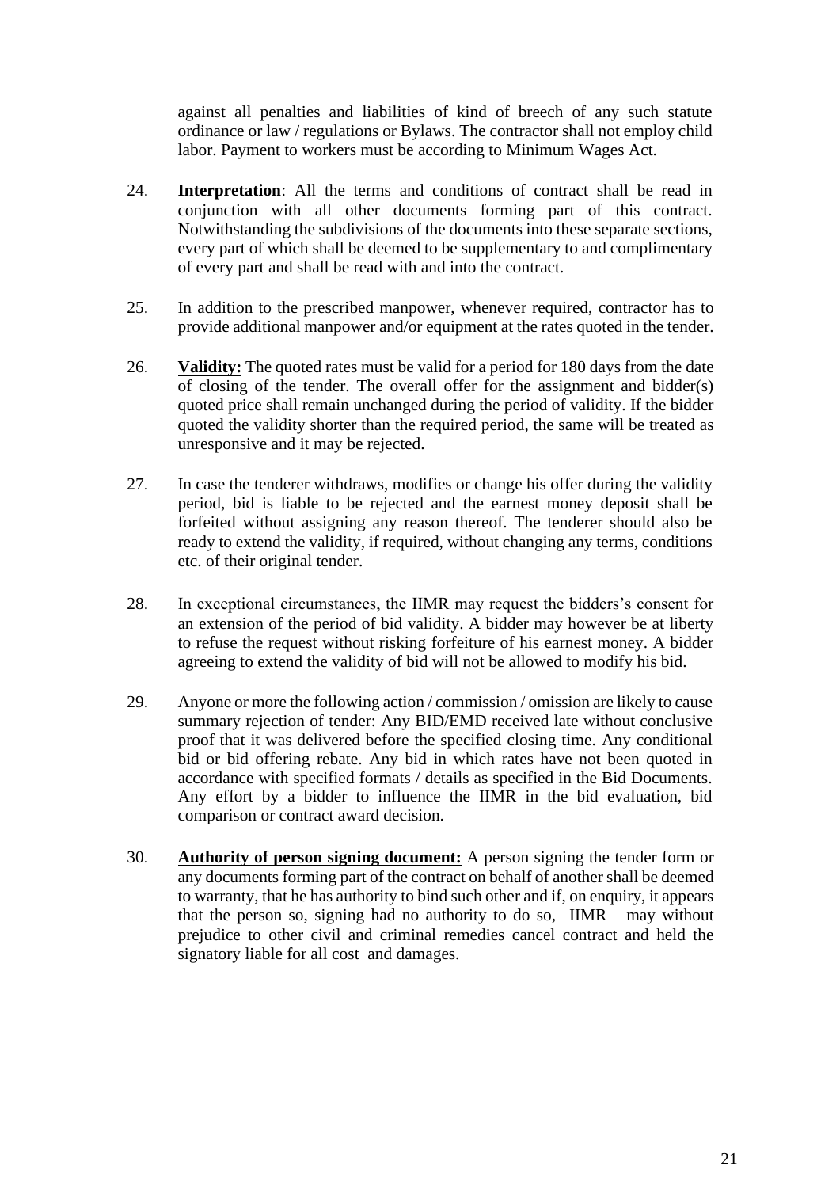against all penalties and liabilities of kind of breech of any such statute ordinance or law / regulations or Bylaws. The contractor shall not employ child labor. Payment to workers must be according to Minimum Wages Act.

24. **Interpretation**: All the terms and conditions of contract shall be read in conjunction with all other documents forming part of this contract. Notwithstanding the subdivisions of the documents into these separate sections, every part of which shall be deemed to be supplementary to and complimentary of every part and shall be read with and into the contract.

25. In addition to the prescribed manpower, whenever required, contractor has to provide additional manpower and/or equipment at the rates quoted in the tender.

26. **Validity:** The quoted rates must be valid for a period for 180 days from the date of closing of the tender. The overall offer for the assignment and bidder(s) quoted price shall remain unchanged during the period of validity. If the bidder quoted the validity shorter than the required period, the same will be treated as unresponsive and it may be rejected.

27. In case the tenderer withdraws, modifies or change his offer during the validity period, bid is liable to be rejected and the earnest money deposit shall be forfeited without assigning any reason thereof. The tenderer should also be ready to extend the validity, if required, without changing any terms, conditions etc. of their original tender.

28. In exceptional circumstances, the IIMR may request the bidders's consent for an extension of the period of bid validity. A bidder may however be at liberty to refuse the request without risking forfeiture of his earnest money. A bidder agreeing to extend the validity of bid will not be allowed to modify his bid.

29. Anyone or more the following action / commission / omission are likely to cause summary rejection of tender: Any BID/EMD received late without conclusive proof that it was delivered before the specified closing time. Any conditional bid or bid offering rebate. Any bid in which rates have not been quoted in accordance with specified formats / details as specified in the Bid Documents. Any effort by a bidder to influence the IIMR in the bid evaluation, bid comparison or contract award decision.

30. **Authority of person signing document:** A person signing the tender form or any documents forming part of the contract on behalf of another shall be deemed to warranty, that he has authority to bind such other and if, on enquiry, it appears that the person so, signing had no authority to do so, IIMR may without prejudice to other civil and criminal remedies cancel contract and held the signatory liable for all cost and damages.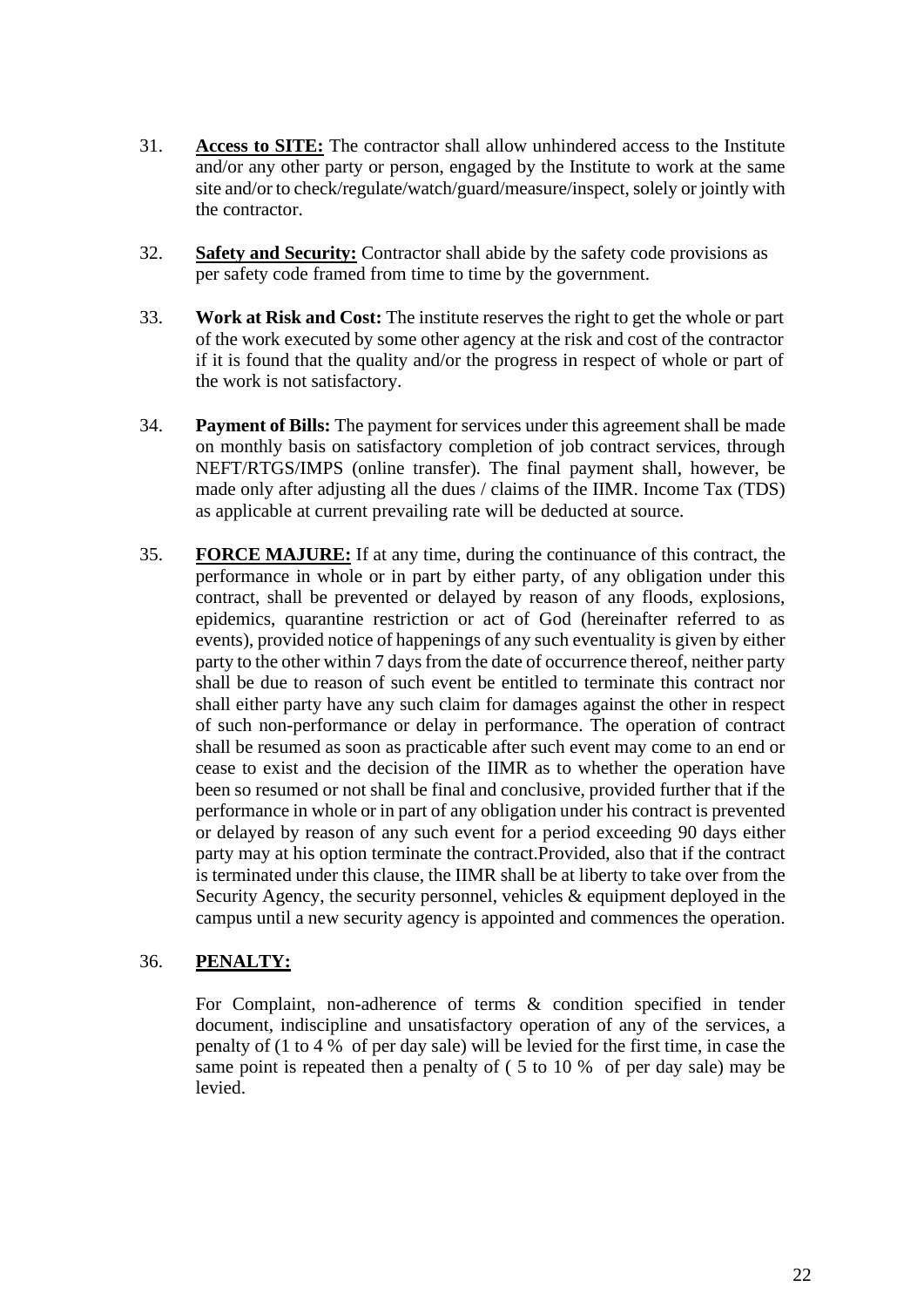31. **Access to SITE:** The contractor shall allow unhindered access to the Institute and/or any other party or person, engaged by the Institute to work at the same site and/or to check/regulate/watch/guard/measure/inspect, solely or jointly with the contractor.

32. **Safety and Security:** Contractor shall abide by the safety code provisions as per safety code framed from time to time by the government.

33. **Work at Risk and Cost:** The institute reserves the right to get the whole or part of the work executed by some other agency at the risk and cost of the contractor if it is found that the quality and/or the progress in respect of whole or part of the work is not satisfactory.

34. **Payment of Bills:** The payment for services under this agreement shall be made on monthly basis on satisfactory completion of job contract services, through NEFT/RTGS/IMPS (online transfer). The final payment shall, however, be made only after adjusting all the dues / claims of the IIMR. Income Tax (TDS) as applicable at current prevailing rate will be deducted at source.

35. **FORCE MAJURE:** If at any time, during the continuance of this contract, the performance in whole or in part by either party, of any obligation under this contract, shall be prevented or delayed by reason of any floods, explosions, epidemics, quarantine restriction or act of God (hereinafter referred to as events), provided notice of happenings of any such eventuality is given by either party to the other within 7 days from the date of occurrence thereof, neither party shall be due to reason of such event be entitled to terminate this contract nor shall either party have any such claim for damages against the other in respect of such non-performance or delay in performance. The operation of contract shall be resumed as soon as practicable after such event may come to an end or cease to exist and the decision of the IIMR as to whether the operation have been so resumed or not shall be final and conclusive, provided further that if the performance in whole or in part of any obligation under his contract is prevented or delayed by reason of any such event for a period exceeding 90 days either party may at his option terminate the contract.Provided, also that if the contract is terminated under this clause, the IIMR shall be at liberty to take over from the Security Agency, the security personnel, vehicles & equipment deployed in the campus until a new security agency is appointed and commences the operation.

36. **PENALTY:**

    For Complaint, non-adherence of terms & condition specified in tender document, indiscipline and unsatisfactory operation of any of the services, a penalty of (1 to 4 % of per day sale) will be levied for the first time, in case the same point is repeated then a penalty of ( 5 to 10 % of per day sale) may be levied.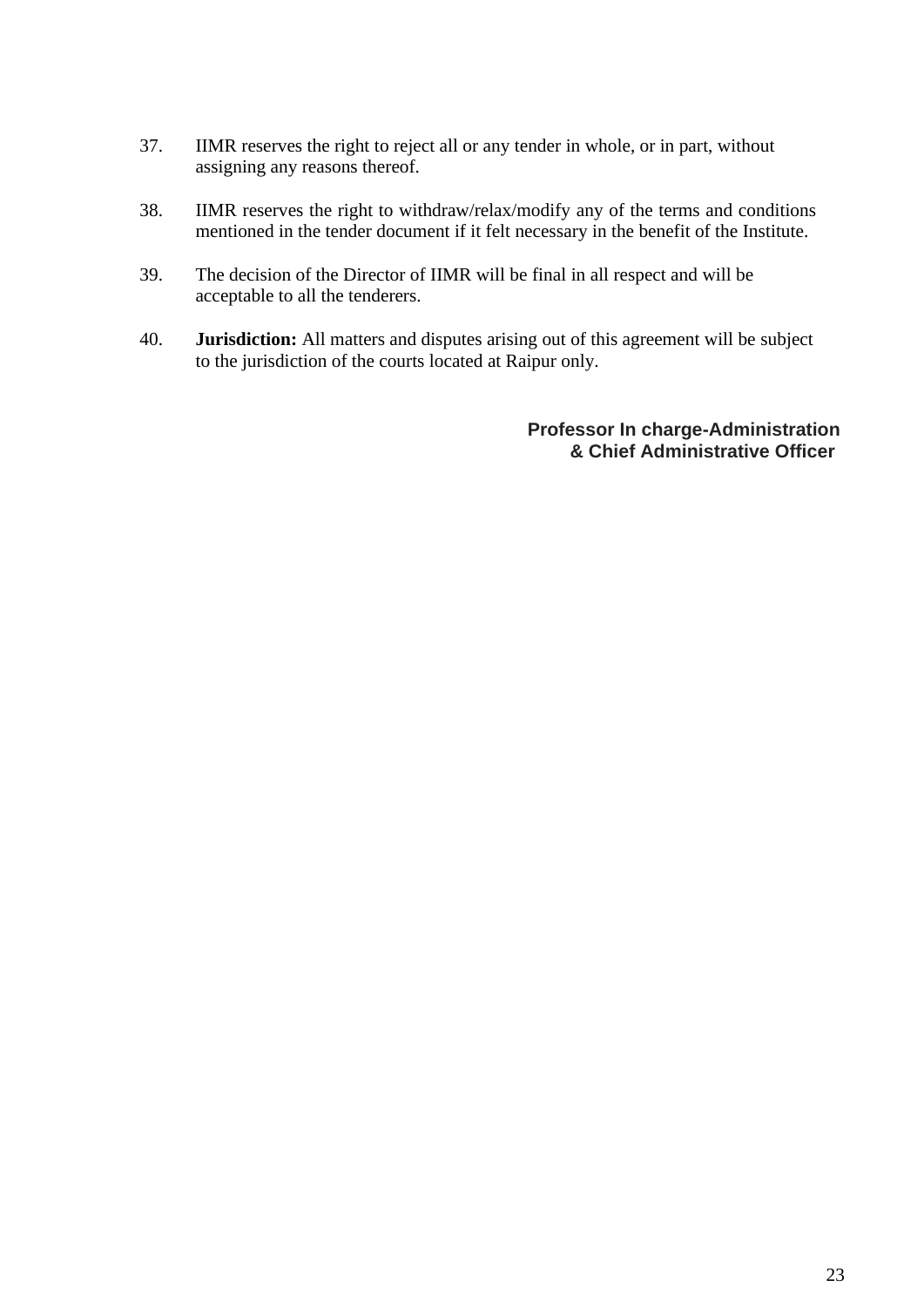37. IIMR reserves the right to reject all or any tender in whole, or in part, without assigning any reasons thereof.

38. IIMR reserves the right to withdraw/relax/modify any of the terms and conditions mentioned in the tender document if it felt necessary in the benefit of the Institute.

39. The decision of the Director of IIMR will be final in all respect and will be acceptable to all the tenderers.

40. **Jurisdiction:** All matters and disputes arising out of this agreement will be subject to the jurisdiction of the courts located at Raipur only.

**Professor In charge-Administration & Chief Administrative Officer**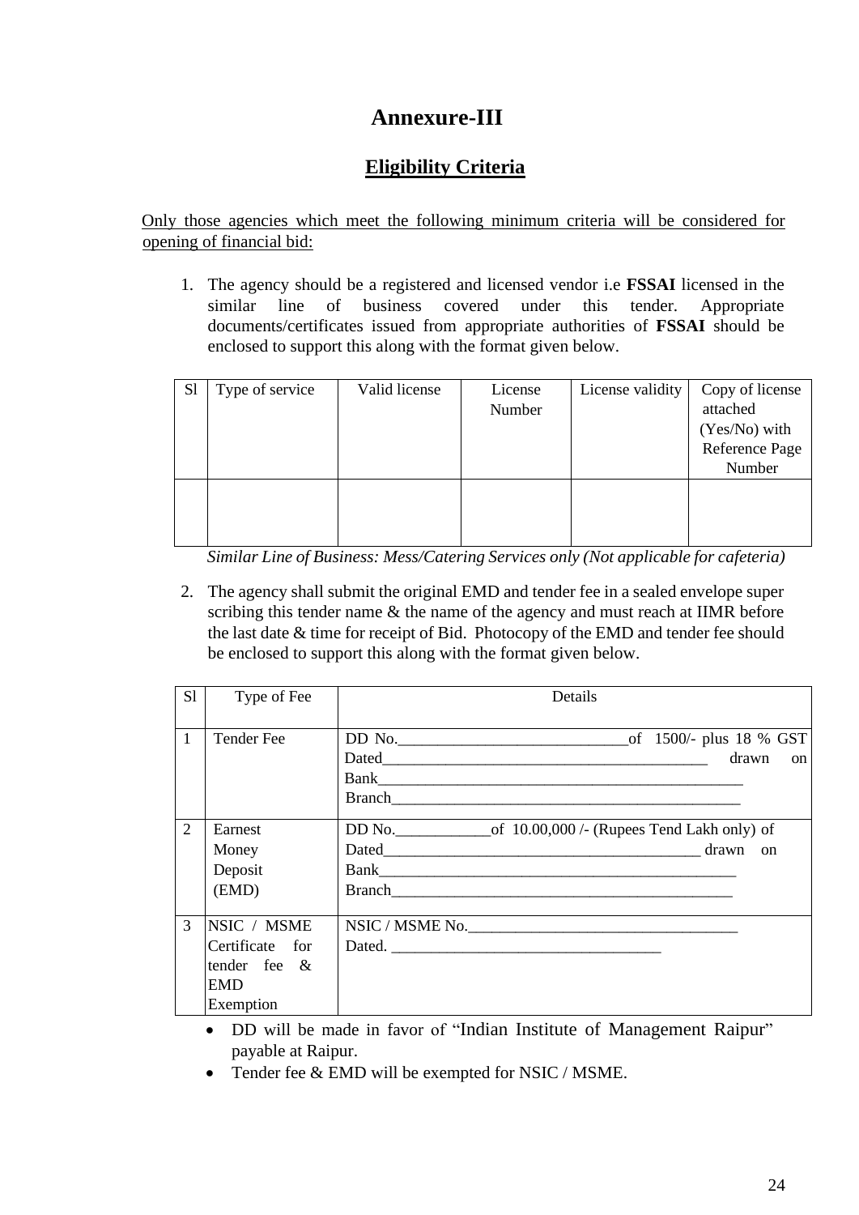# Annexure-III

## Eligibility Criteria

Only those agencies which meet the following minimum criteria will be considered for opening of financial bid:

1. The agency should be a registered and licensed vendor i.e **FSSAI** licensed in the similar line of business covered under this tender. Appropriate documents/certificates issued from appropriate authorities of **FSSAI** should be enclosed to support this along with the format given below.

| Sl | Type of service | Valid license | License Number | License validity | Copy of license attached (Yes/No) with Reference Page Number |
|---|---|---|---|---|---|
| | | | | | |

*Similar Line of Business: Mess/Catering Services only (Not applicable for cafeteria)*

2. The agency shall submit the original EMD and tender fee in a sealed envelope super scribing this tender name & the name of the agency and must reach at IIMR before the last date & time for receipt of Bid. Photocopy of the EMD and tender fee should be enclosed to support this along with the format given below.

| Sl | Type of Fee | Details |
|---|---|---|
| 1 | Tender Fee | DD No.____________________________of 1500/- plus 18 % GST Dated_________________________________________ drawn on Bank_______________________________________________ Branch_____________________________________________ |
| 2 | Earnest Money Deposit (EMD) | DD No.____________of 10.00,000 /- (Rupees Tend Lakh only) of Dated________________________________________ drawn on Bank_______________________________________________ Branch_____________________________________________ |
| 3 | NSIC / MSME Certificate for tender fee & EMD Exemption | NSIC / MSME No.__________________________________ Dated. __________________________________ |

- DD will be made in favor of "Indian Institute of Management Raipur" payable at Raipur.
- Tender fee & EMD will be exempted for NSIC / MSME.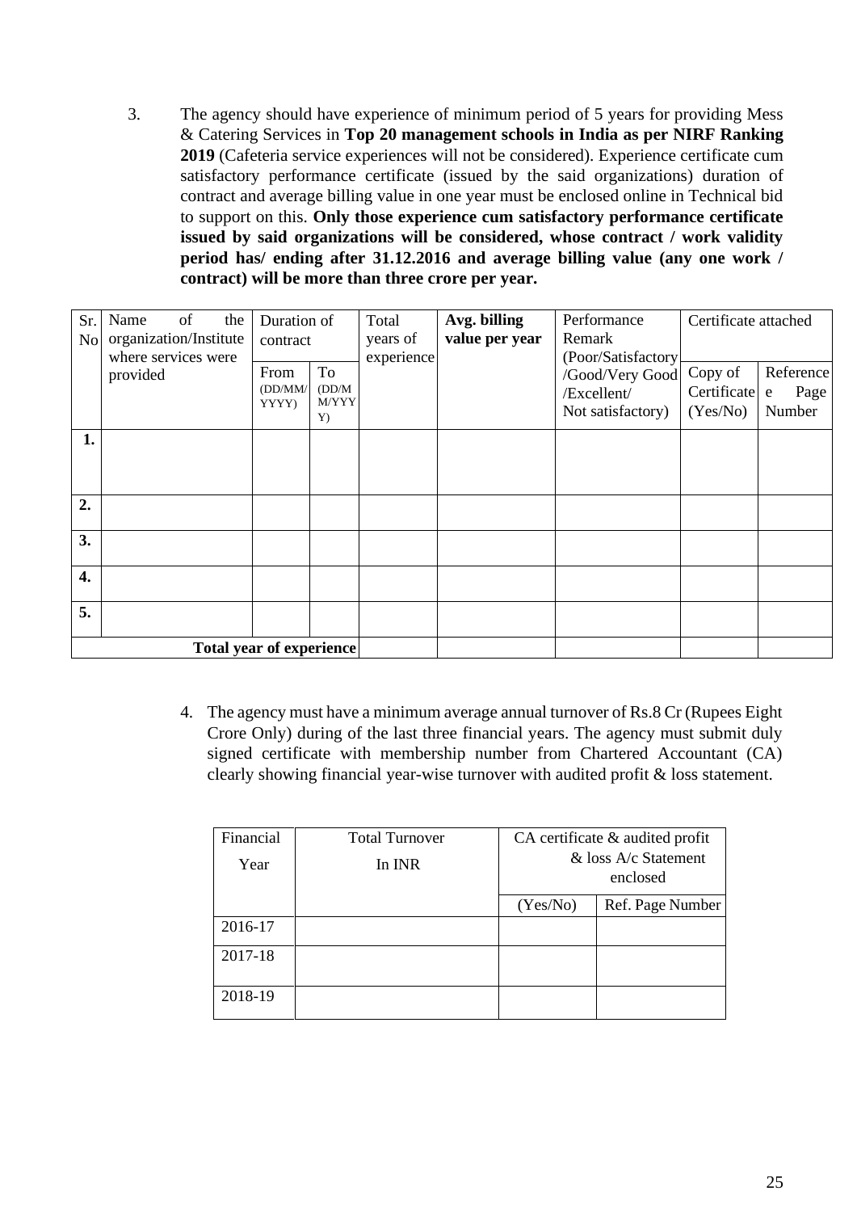3. The agency should have experience of minimum period of 5 years for providing Mess & Catering Services in **Top 20 management schools in India as per NIRF Ranking 2019** (Cafeteria service experiences will not be considered). Experience certificate cum satisfactory performance certificate (issued by the said organizations) duration of contract and average billing value in one year must be enclosed online in Technical bid to support on this. **Only those experience cum satisfactory performance certificate issued by said organizations will be considered, whose contract / work validity period has/ ending after 31.12.2016 and average billing value (any one work / contract) will be more than three crore per year.**

| Sr. No | Name of the organization/Institute where services were provided | Duration of contract | | Total years of experience | **Avg. billing value per year** | Performance Remark (Poor/Satisfactory /Good/Very Good /Excellent/ Not satisfactory) | Certificate attached | |
|---|---|---|---|---|---|---|---|---|
| | | From (DD/MM/ YYYY) | To (DD/MM/YYYY) | | | | Copy of Certificate (Yes/No) | Reference Page Number |
| **1.** | | | | | | | | |
| **2.** | | | | | | | | |
| **3.** | | | | | | | | |
| **4.** | | | | | | | | |
| **5.** | | | | | | | | |
| **Total year of experience** | | | | | | | | |

4. The agency must have a minimum average annual turnover of Rs.8 Cr (Rupees Eight Crore Only) during of the last three financial years. The agency must submit duly signed certificate with membership number from Chartered Accountant (CA) clearly showing financial year-wise turnover with audited profit & loss statement.

| Financial Year | Total Turnover In INR | CA certificate & audited profit & loss A/c Statement enclosed | |
|---|---|---|---|
| | | (Yes/No) | Ref. Page Number |
| 2016-17 | | | |
| 2017-18 | | | |
| 2018-19 | | | |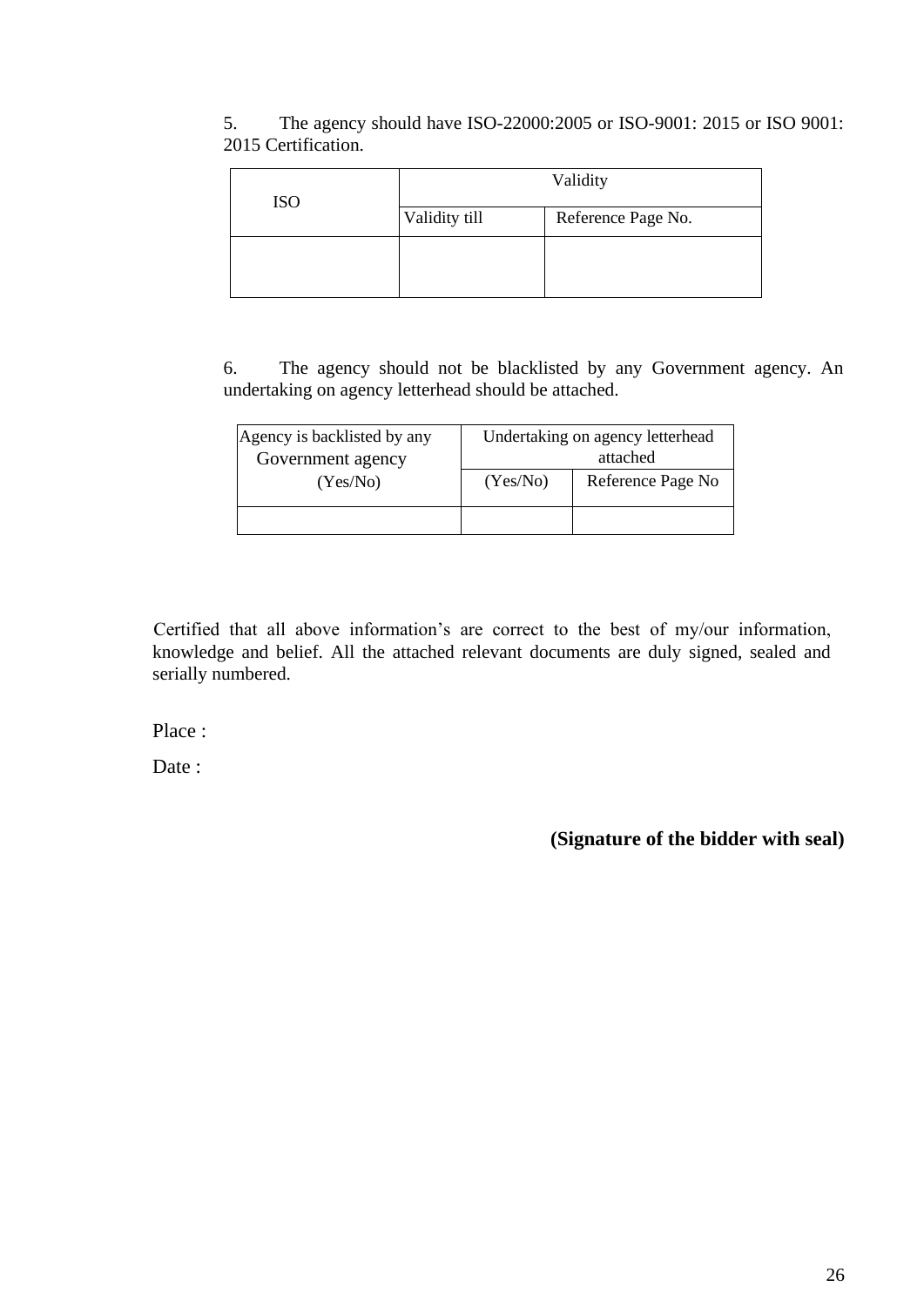5. The agency should have ISO-22000:2005 or ISO-9001: 2015 or ISO 9001: 2015 Certification.

| ISO | Validity | |
|---|---|---|
| | Validity till | Reference Page No. |
| | | |

6. The agency should not be blacklisted by any Government agency. An undertaking on agency letterhead should be attached.

| Agency is backlisted by any Government agency (Yes/No) | Undertaking on agency letterhead attached | |
|---|---|---|
| | (Yes/No) | Reference Page No |
| | | |

Certified that all above information's are correct to the best of my/our information, knowledge and belief. All the attached relevant documents are duly signed, sealed and serially numbered.

Place :

Date :

**(Signature of the bidder with seal)**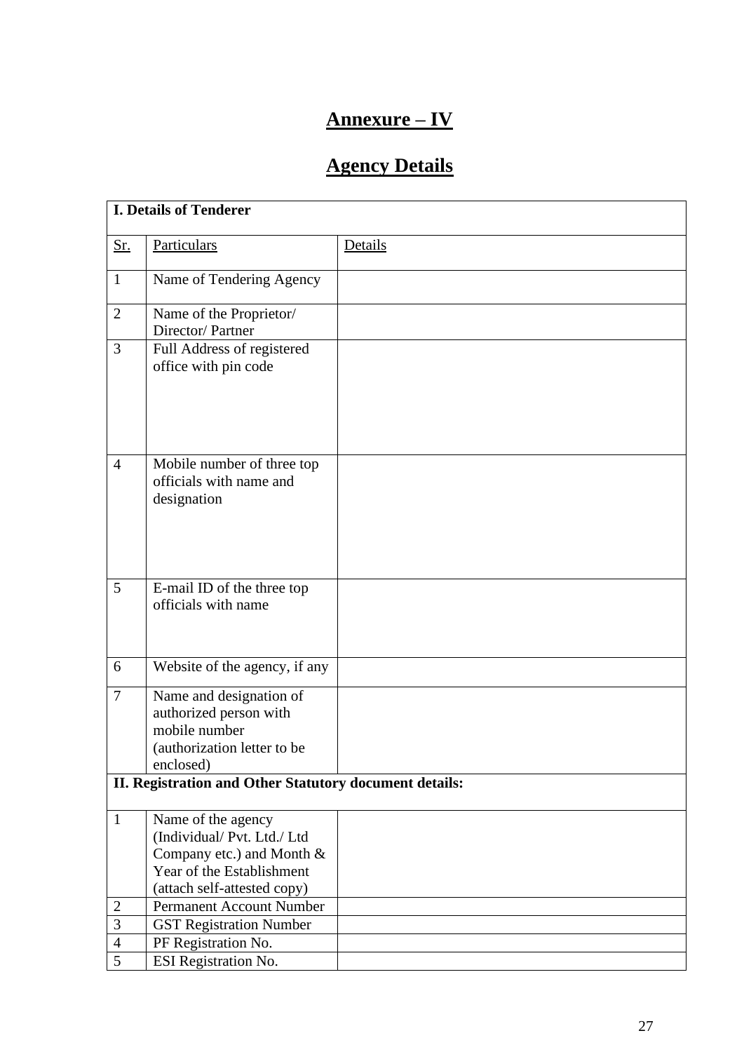# Annexure – IV

# Agency Details

| **I. Details of Tenderer** | | |
|---|---|---|
| Sr. | Particulars | Details |
| 1 | Name of Tendering Agency | |
| 2 | Name of the Proprietor/ Director/ Partner | |
| 3 | Full Address of registered office with pin code | |
| 4 | Mobile number of three top officials with name and designation | |
| 5 | E-mail ID of the three top officials with name | |
| 6 | Website of the agency, if any | |
| 7 | Name and designation of authorized person with mobile number (authorization letter to be enclosed) | |
| **II. Registration and Other Statutory document details:** | | |
| 1 | Name of the agency (Individual/ Pvt. Ltd./ Ltd Company etc.) and Month & Year of the Establishment (attach self-attested copy) | |
| 2 | Permanent Account Number | |
| 3 | GST Registration Number | |
| 4 | PF Registration No. | |
| 5 | ESI Registration No. | |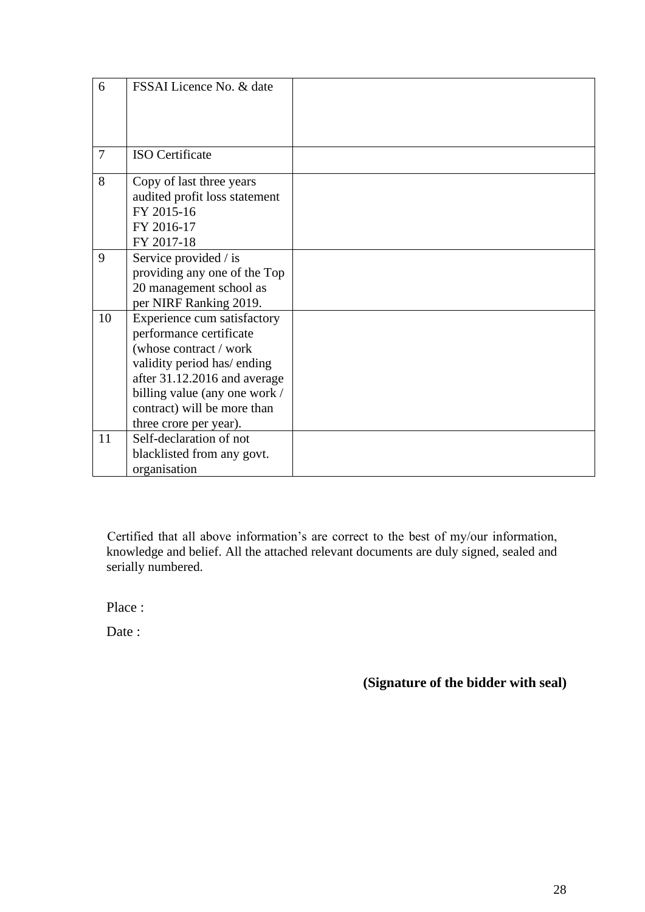| | | |
|---|---|---|
| 6 | FSSAI Licence No. & date | |
| 7 | ISO Certificate | |
| 8 | Copy of last three years audited profit loss statement<br>FY 2015-16<br>FY 2016-17<br>FY 2017-18 | |
| 9 | Service provided / is providing any one of the Top 20 management school as per NIRF Ranking 2019. | |
| 10 | Experience cum satisfactory performance certificate (whose contract / work validity period has/ ending after 31.12.2016 and average billing value (any one work / contract) will be more than three crore per year). | |
| 11 | Self-declaration of not blacklisted from any govt. organisation | |

Certified that all above information's are correct to the best of my/our information, knowledge and belief. All the attached relevant documents are duly signed, sealed and serially numbered.

Place :

Date :

**(Signature of the bidder with seal)**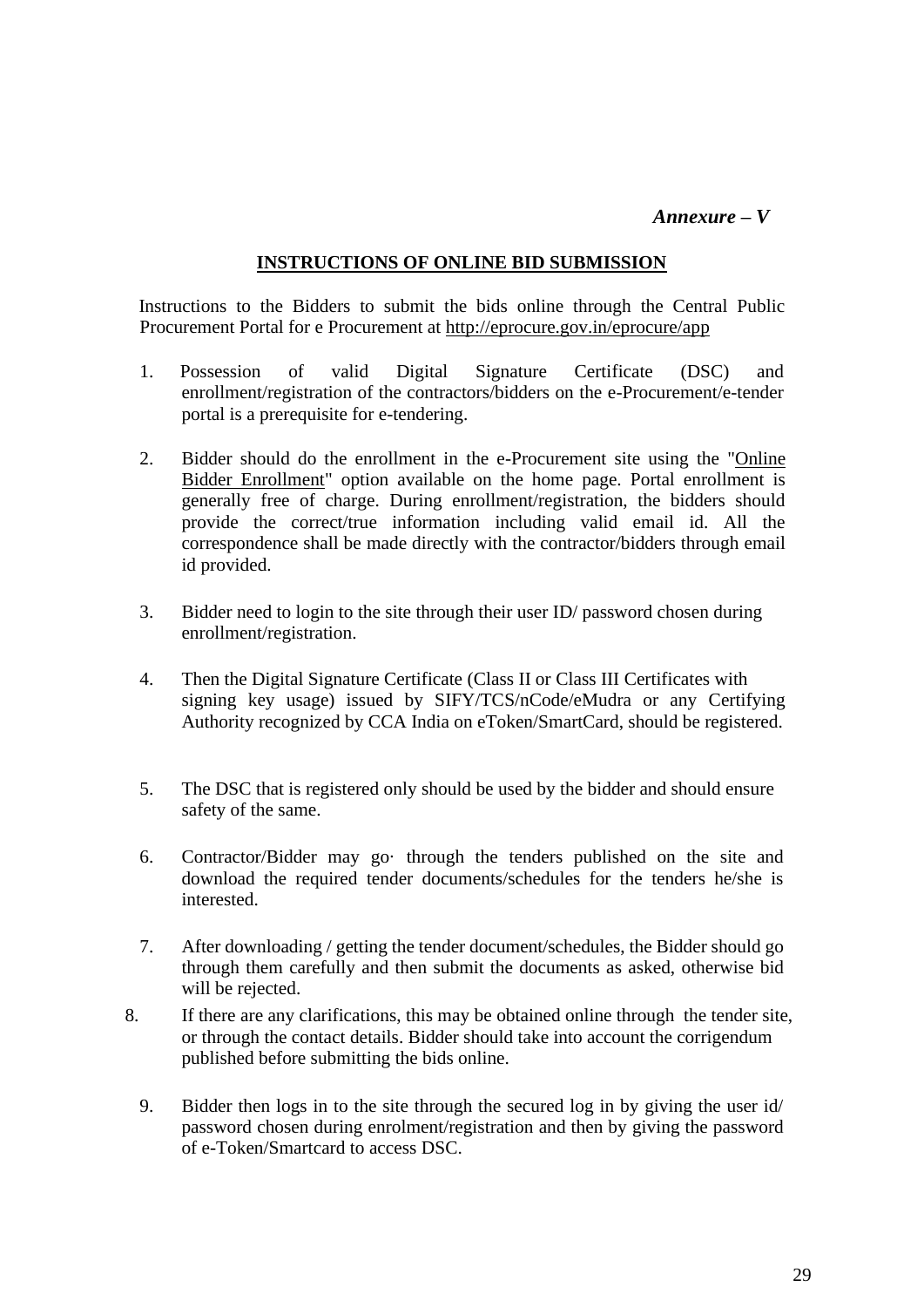*Annexure – V*

**INSTRUCTIONS OF ONLINE BID SUBMISSION**

Instructions to the Bidders to submit the bids online through the Central Public Procurement Portal for e Procurement at http://eprocure.gov.in/eprocure/app

1. Possession of valid Digital Signature Certificate (DSC) and enrollment/registration of the contractors/bidders on the e-Procurement/e-tender portal is a prerequisite for e-tendering.

2. Bidder should do the enrollment in the e-Procurement site using the "Online Bidder Enrollment" option available on the home page. Portal enrollment is generally free of charge. During enrollment/registration, the bidders should provide the correct/true information including valid email id. All the correspondence shall be made directly with the contractor/bidders through email id provided.

3. Bidder need to login to the site through their user ID/ password chosen during enrollment/registration.

4. Then the Digital Signature Certificate (Class II or Class III Certificates with signing key usage) issued by SIFY/TCS/nCode/eMudra or any Certifying Authority recognized by CCA India on eToken/SmartCard, should be registered.

5. The DSC that is registered only should be used by the bidder and should ensure safety of the same.

6. Contractor/Bidder may go· through the tenders published on the site and download the required tender documents/schedules for the tenders he/she is interested.

7. After downloading / getting the tender document/schedules, the Bidder should go through them carefully and then submit the documents as asked, otherwise bid will be rejected.

8. If there are any clarifications, this may be obtained online through the tender site, or through the contact details. Bidder should take into account the corrigendum published before submitting the bids online.

9. Bidder then logs in to the site through the secured log in by giving the user id/ password chosen during enrolment/registration and then by giving the password of e-Token/Smartcard to access DSC.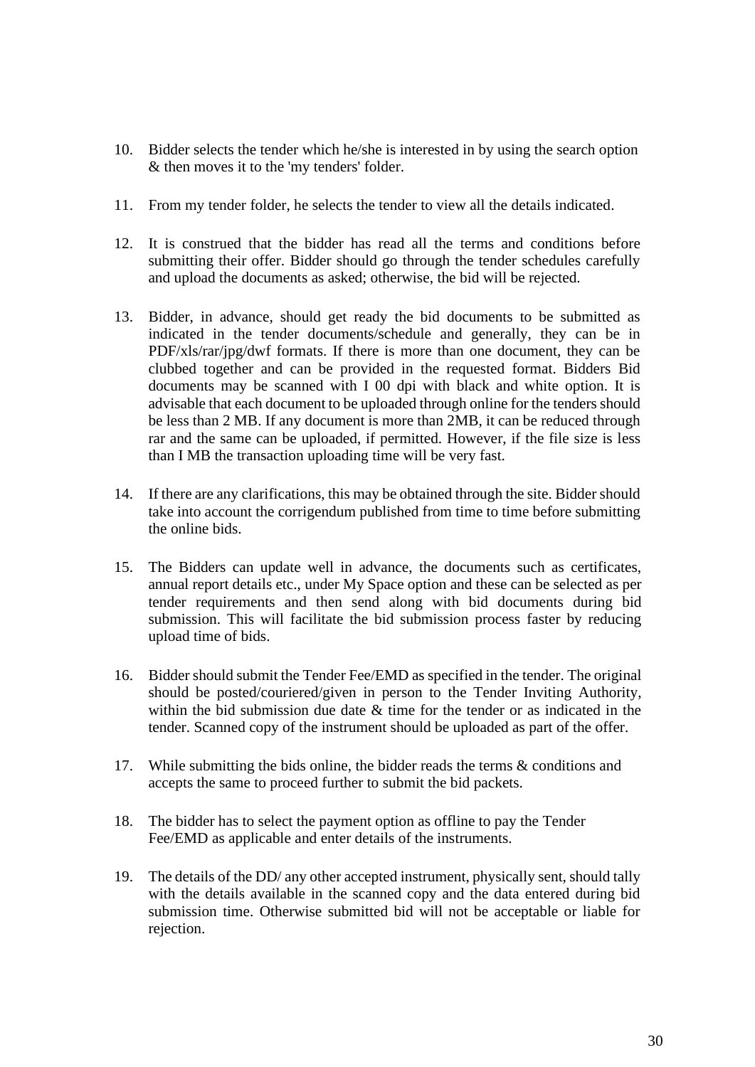10. Bidder selects the tender which he/she is interested in by using the search option & then moves it to the 'my tenders' folder.

11. From my tender folder, he selects the tender to view all the details indicated.

12. It is construed that the bidder has read all the terms and conditions before submitting their offer. Bidder should go through the tender schedules carefully and upload the documents as asked; otherwise, the bid will be rejected.

13. Bidder, in advance, should get ready the bid documents to be submitted as indicated in the tender documents/schedule and generally, they can be in PDF/xls/rar/jpg/dwf formats. If there is more than one document, they can be clubbed together and can be provided in the requested format. Bidders Bid documents may be scanned with I 00 dpi with black and white option. It is advisable that each document to be uploaded through online for the tenders should be less than 2 MB. If any document is more than 2MB, it can be reduced through rar and the same can be uploaded, if permitted. However, if the file size is less than I MB the transaction uploading time will be very fast.

14. If there are any clarifications, this may be obtained through the site. Bidder should take into account the corrigendum published from time to time before submitting the online bids.

15. The Bidders can update well in advance, the documents such as certificates, annual report details etc., under My Space option and these can be selected as per tender requirements and then send along with bid documents during bid submission. This will facilitate the bid submission process faster by reducing upload time of bids.

16. Bidder should submit the Tender Fee/EMD as specified in the tender. The original should be posted/couriered/given in person to the Tender Inviting Authority, within the bid submission due date & time for the tender or as indicated in the tender. Scanned copy of the instrument should be uploaded as part of the offer.

17. While submitting the bids online, the bidder reads the terms & conditions and accepts the same to proceed further to submit the bid packets.

18. The bidder has to select the payment option as offline to pay the Tender Fee/EMD as applicable and enter details of the instruments.

19. The details of the DD/ any other accepted instrument, physically sent, should tally with the details available in the scanned copy and the data entered during bid submission time. Otherwise submitted bid will not be acceptable or liable for rejection.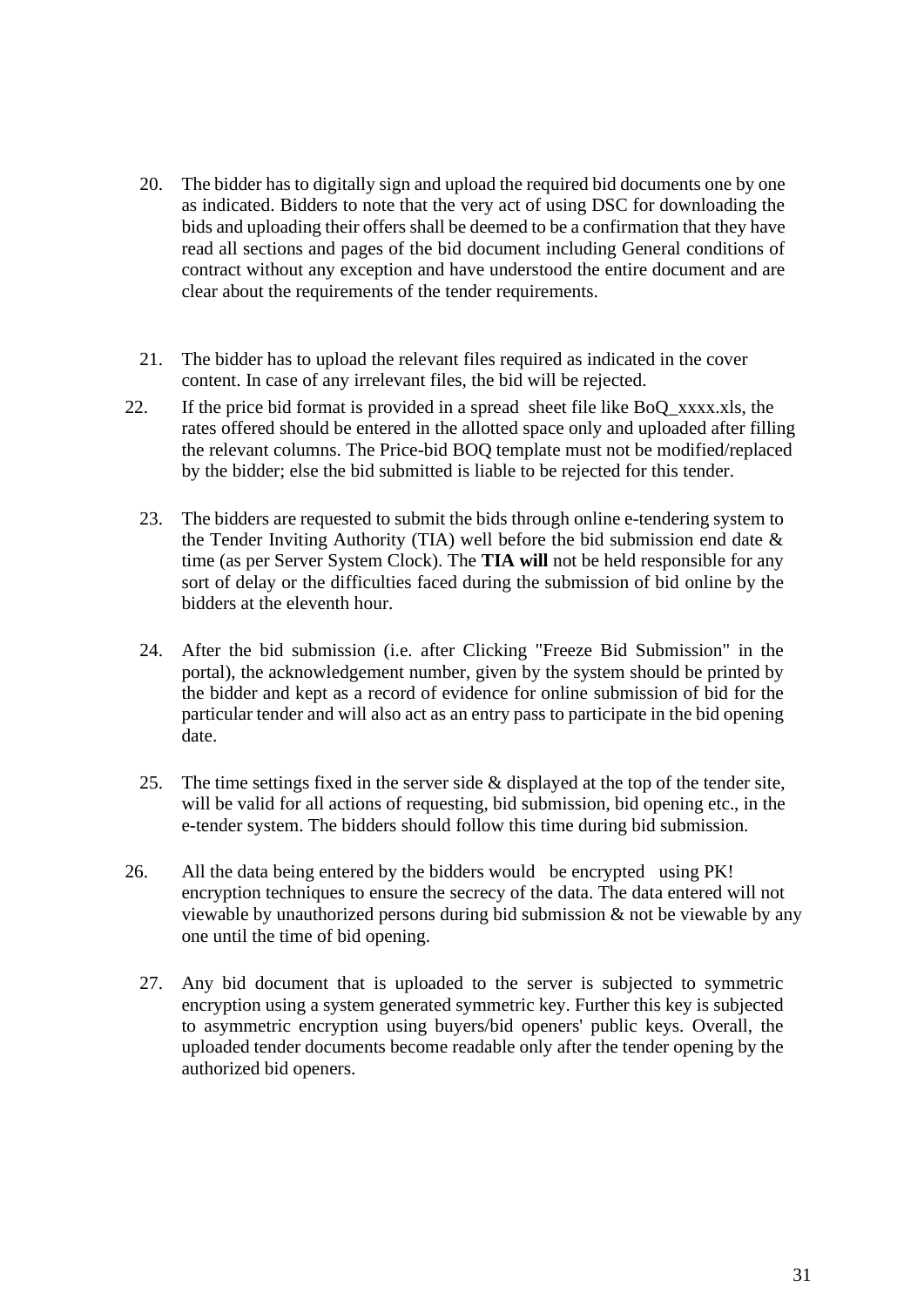20. The bidder has to digitally sign and upload the required bid documents one by one as indicated. Bidders to note that the very act of using DSC for downloading the bids and uploading their offers shall be deemed to be a confirmation that they have read all sections and pages of the bid document including General conditions of contract without any exception and have understood the entire document and are clear about the requirements of the tender requirements.

21. The bidder has to upload the relevant files required as indicated in the cover content. In case of any irrelevant files, the bid will be rejected.

22. If the price bid format is provided in a spread sheet file like BoQ_xxxx.xls, the rates offered should be entered in the allotted space only and uploaded after filling the relevant columns. The Price-bid BOQ template must not be modified/replaced by the bidder; else the bid submitted is liable to be rejected for this tender.

23. The bidders are requested to submit the bids through online e-tendering system to the Tender Inviting Authority (TIA) well before the bid submission end date & time (as per Server System Clock). The **TIA will** not be held responsible for any sort of delay or the difficulties faced during the submission of bid online by the bidders at the eleventh hour.

24. After the bid submission (i.e. after Clicking "Freeze Bid Submission" in the portal), the acknowledgement number, given by the system should be printed by the bidder and kept as a record of evidence for online submission of bid for the particular tender and will also act as an entry pass to participate in the bid opening date.

25. The time settings fixed in the server side & displayed at the top of the tender site, will be valid for all actions of requesting, bid submission, bid opening etc., in the e-tender system. The bidders should follow this time during bid submission.

26. All the data being entered by the bidders would be encrypted using PK! encryption techniques to ensure the secrecy of the data. The data entered will not viewable by unauthorized persons during bid submission & not be viewable by any one until the time of bid opening.

27. Any bid document that is uploaded to the server is subjected to symmetric encryption using a system generated symmetric key. Further this key is subjected to asymmetric encryption using buyers/bid openers' public keys. Overall, the uploaded tender documents become readable only after the tender opening by the authorized bid openers.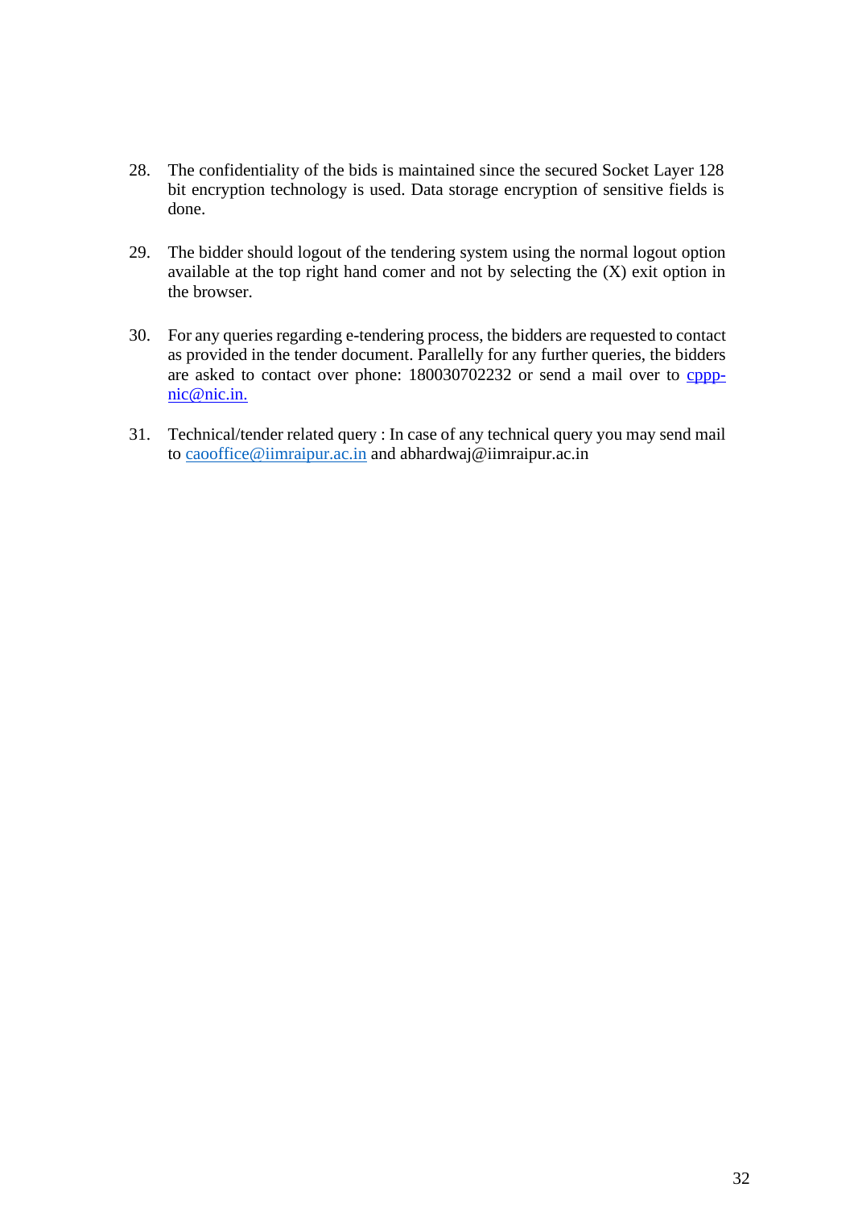28. The confidentiality of the bids is maintained since the secured Socket Layer 128 bit encryption technology is used. Data storage encryption of sensitive fields is done.

29. The bidder should logout of the tendering system using the normal logout option available at the top right hand comer and not by selecting the (X) exit option in the browser.

30. For any queries regarding e-tendering process, the bidders are requested to contact as provided in the tender document. Parallelly for any further queries, the bidders are asked to contact over phone: 180030702232 or send a mail over to cppp-nic@nic.in.

31. Technical/tender related query : In case of any technical query you may send mail to caooffice@iimraipur.ac.in and abhardwaj@iimraipur.ac.in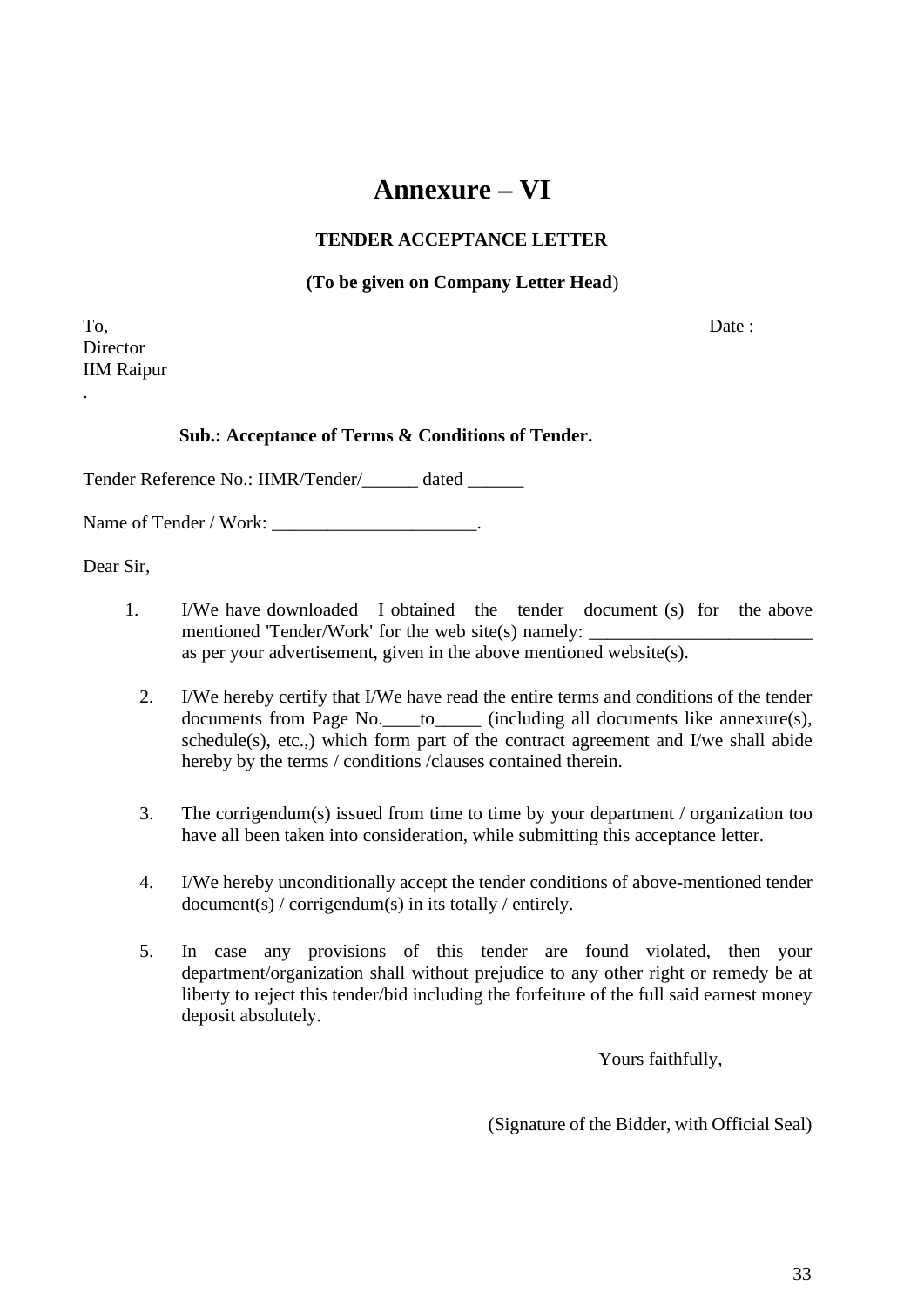# Annexure – VI

**TENDER ACCEPTANCE LETTER**

**(To be given on Company Letter Head)**

To,  
Director  
IIM Raipur  
.

Date :

**Sub.: Acceptance of Terms & Conditions of Tender.**

Tender Reference No.: IIMR/Tender/______ dated ______

Name of Tender / Work: ______________________.

Dear Sir,

1. I/We have downloaded I obtained the tender document (s) for the above mentioned 'Tender/Work' for the web site(s) namely: ________________________ as per your advertisement, given in the above mentioned website(s).

2. I/We hereby certify that I/We have read the entire terms and conditions of the tender documents from Page No.____to_____ (including all documents like annexure(s), schedule(s), etc.,) which form part of the contract agreement and I/we shall abide hereby by the terms / conditions /clauses contained therein.

3. The corrigendum(s) issued from time to time by your department / organization too have all been taken into consideration, while submitting this acceptance letter.

4. I/We hereby unconditionally accept the tender conditions of above-mentioned tender document(s) / corrigendum(s) in its totally / entirely.

5. In case any provisions of this tender are found violated, then your department/organization shall without prejudice to any other right or remedy be at liberty to reject this tender/bid including the forfeiture of the full said earnest money deposit absolutely.

Yours faithfully,

(Signature of the Bidder, with Official Seal)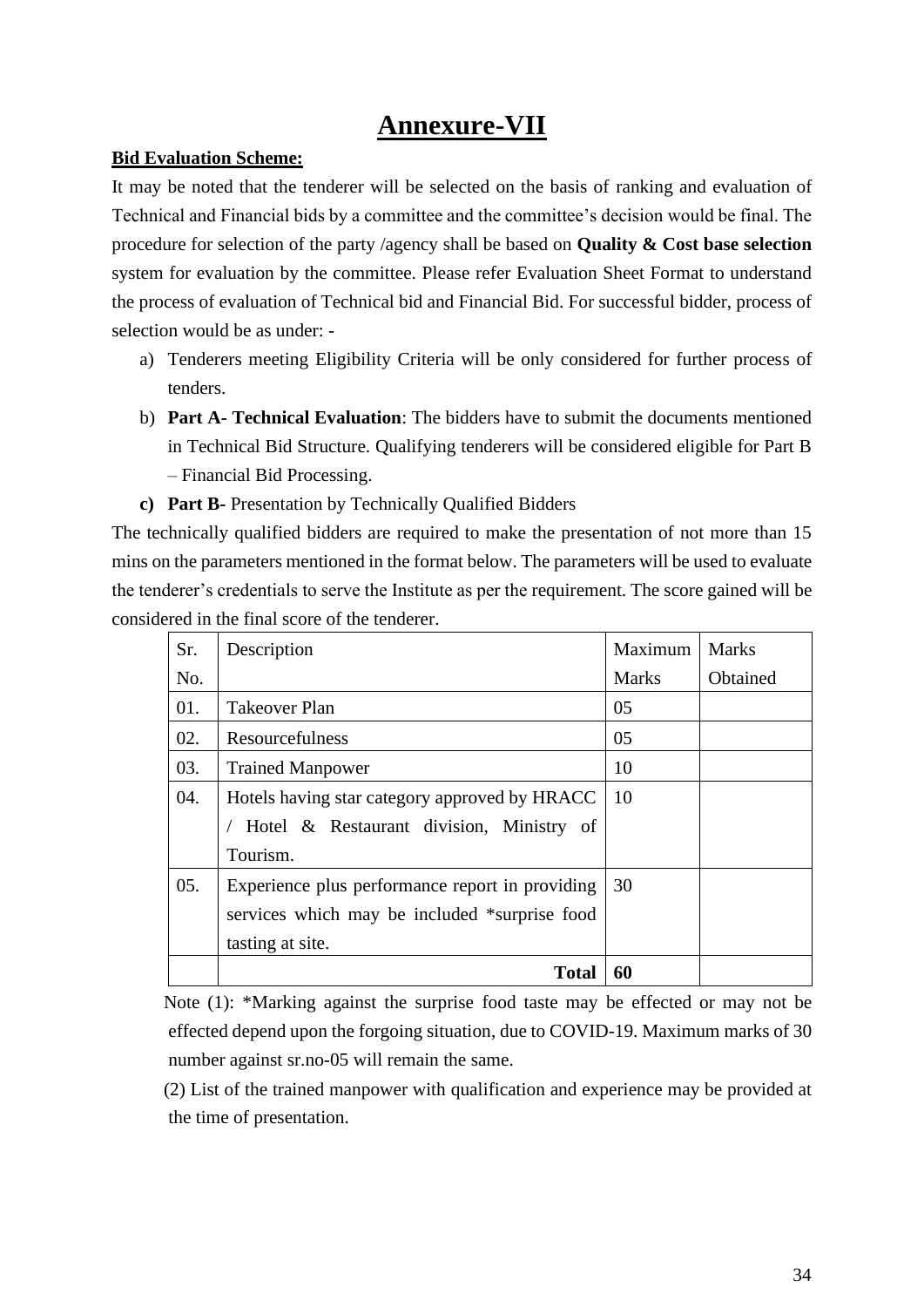# Annexure-VII

**Bid Evaluation Scheme:**

It may be noted that the tenderer will be selected on the basis of ranking and evaluation of Technical and Financial bids by a committee and the committee's decision would be final. The procedure for selection of the party /agency shall be based on **Quality & Cost base selection** system for evaluation by the committee. Please refer Evaluation Sheet Format to understand the process of evaluation of Technical bid and Financial Bid. For successful bidder, process of selection would be as under: -

a) Tenderers meeting Eligibility Criteria will be only considered for further process of tenders.

b) **Part A- Technical Evaluation**: The bidders have to submit the documents mentioned in Technical Bid Structure. Qualifying tenderers will be considered eligible for Part B – Financial Bid Processing.

c) **Part B-** Presentation by Technically Qualified Bidders

The technically qualified bidders are required to make the presentation of not more than 15 mins on the parameters mentioned in the format below. The parameters will be used to evaluate the tenderer's credentials to serve the Institute as per the requirement. The score gained will be considered in the final score of the tenderer.

| Sr. No. | Description | Maximum Marks | Marks Obtained |
|---|---|---|---|
| 01. | Takeover Plan | 05 | |
| 02. | Resourcefulness | 05 | |
| 03. | Trained Manpower | 10 | |
| 04. | Hotels having star category approved by HRACC / Hotel & Restaurant division, Ministry of Tourism. | 10 | |
| 05. | Experience plus performance report in providing services which may be included *surprise food tasting at site. | 30 | |
| | **Total** | **60** | |

Note (1): *Marking against the surprise food taste may be effected or may not be effected depend upon the forgoing situation, due to COVID-19. Maximum marks of 30 number against sr.no-05 will remain the same.

(2) List of the trained manpower with qualification and experience may be provided at the time of presentation.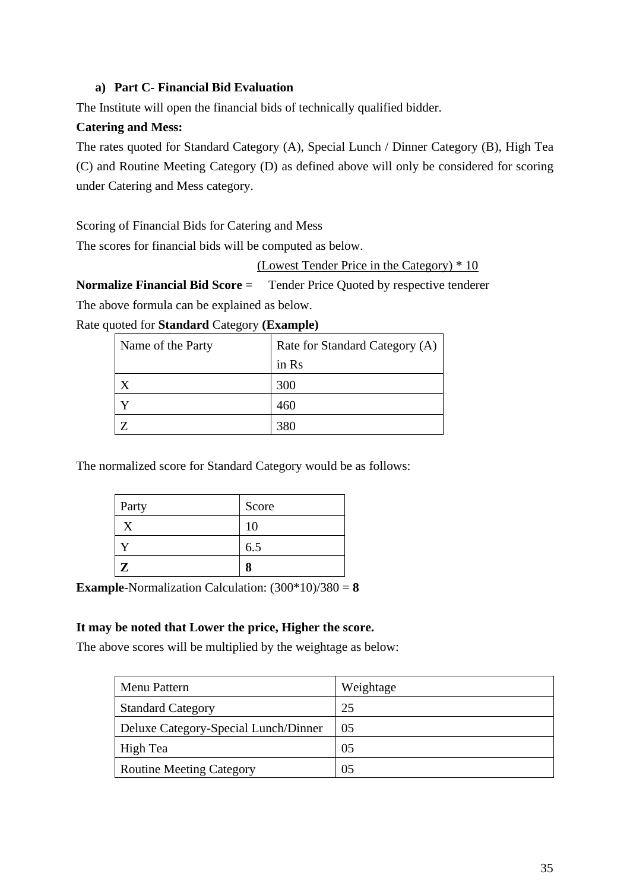**a) Part C- Financial Bid Evaluation**

The Institute will open the financial bids of technically qualified bidder.

**Catering and Mess:**

The rates quoted for Standard Category (A), Special Lunch / Dinner Category (B), High Tea (C) and Routine Meeting Category (D) as defined above will only be considered for scoring under Catering and Mess category.

Scoring of Financial Bids for Catering and Mess

The scores for financial bids will be computed as below.

$$\textbf{Normalize Financial Bid Score} = \frac{\text{(Lowest Tender Price in the Category) * 10}}{\text{Tender Price Quoted by respective tenderer}}$$

The above formula can be explained as below.

Rate quoted for **Standard** Category **(Example)**

| Name of the Party | Rate for Standard Category (A) in Rs |
|---|---|
| X | 300 |
| Y | 460 |
| Z | 380 |

The normalized score for Standard Category would be as follows:

| Party | Score |
|---|---|
| X | 10 |
| Y | 6.5 |
| **Z** | **8** |

**Example**-Normalization Calculation: (300*10)/380 = **8**

**It may be noted that Lower the price, Higher the score.**

The above scores will be multiplied by the weightage as below:

| Menu Pattern | Weightage |
|---|---|
| Standard Category | 25 |
| Deluxe Category-Special Lunch/Dinner | 05 |
| High Tea | 05 |
| Routine Meeting Category | 05 |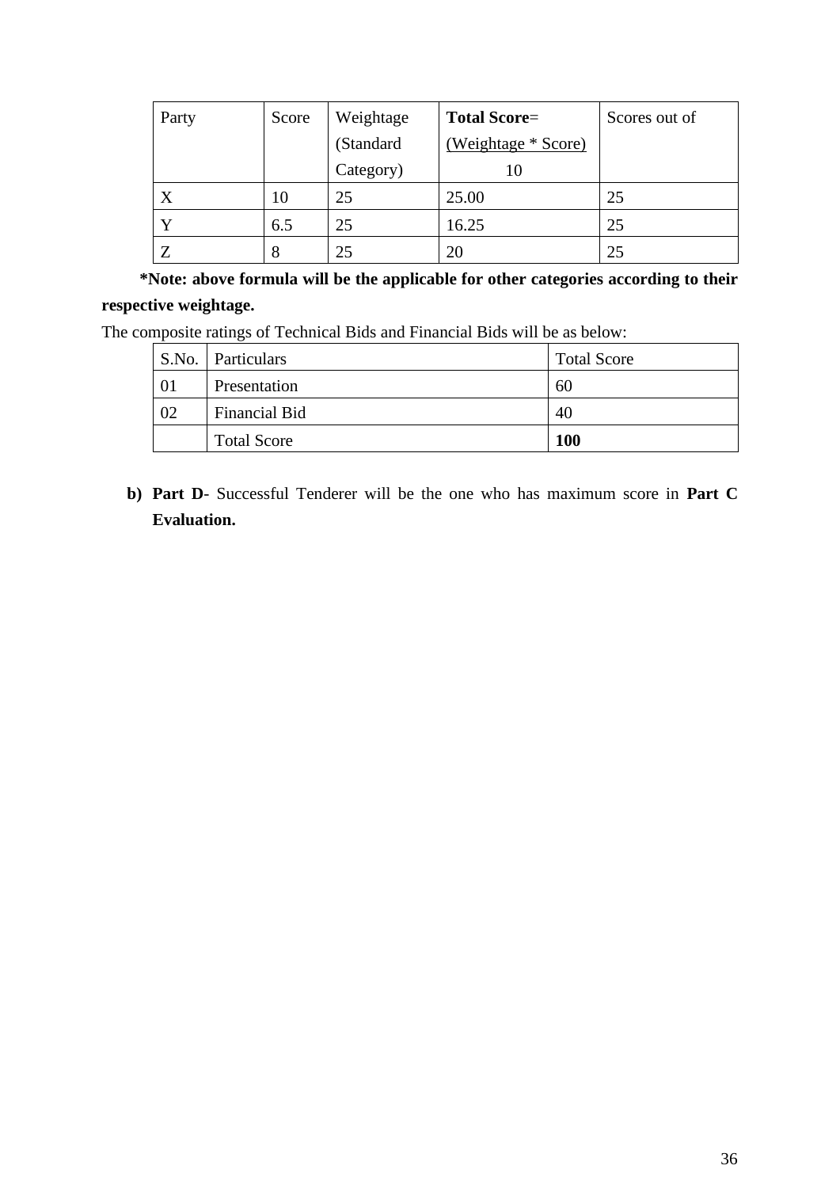| Party | Score | Weightage (Standard Category) | **Total Score**= $\frac{\text{(Weightage * Score)}}{10}$ | Scores out of |
|---|---|---|---|---|
| X | 10 | 25 | 25.00 | 25 |
| Y | 6.5 | 25 | 16.25 | 25 |
| Z | 8 | 25 | 20 | 25 |

**\*Note: above formula will be the applicable for other categories according to their respective weightage.**

The composite ratings of Technical Bids and Financial Bids will be as below:

| S.No. | Particulars | Total Score |
|---|---|---|
| 01 | Presentation | 60 |
| 02 | Financial Bid | 40 |
| | Total Score | **100** |

b) **Part D**- Successful Tenderer will be the one who has maximum score in **Part C Evaluation.**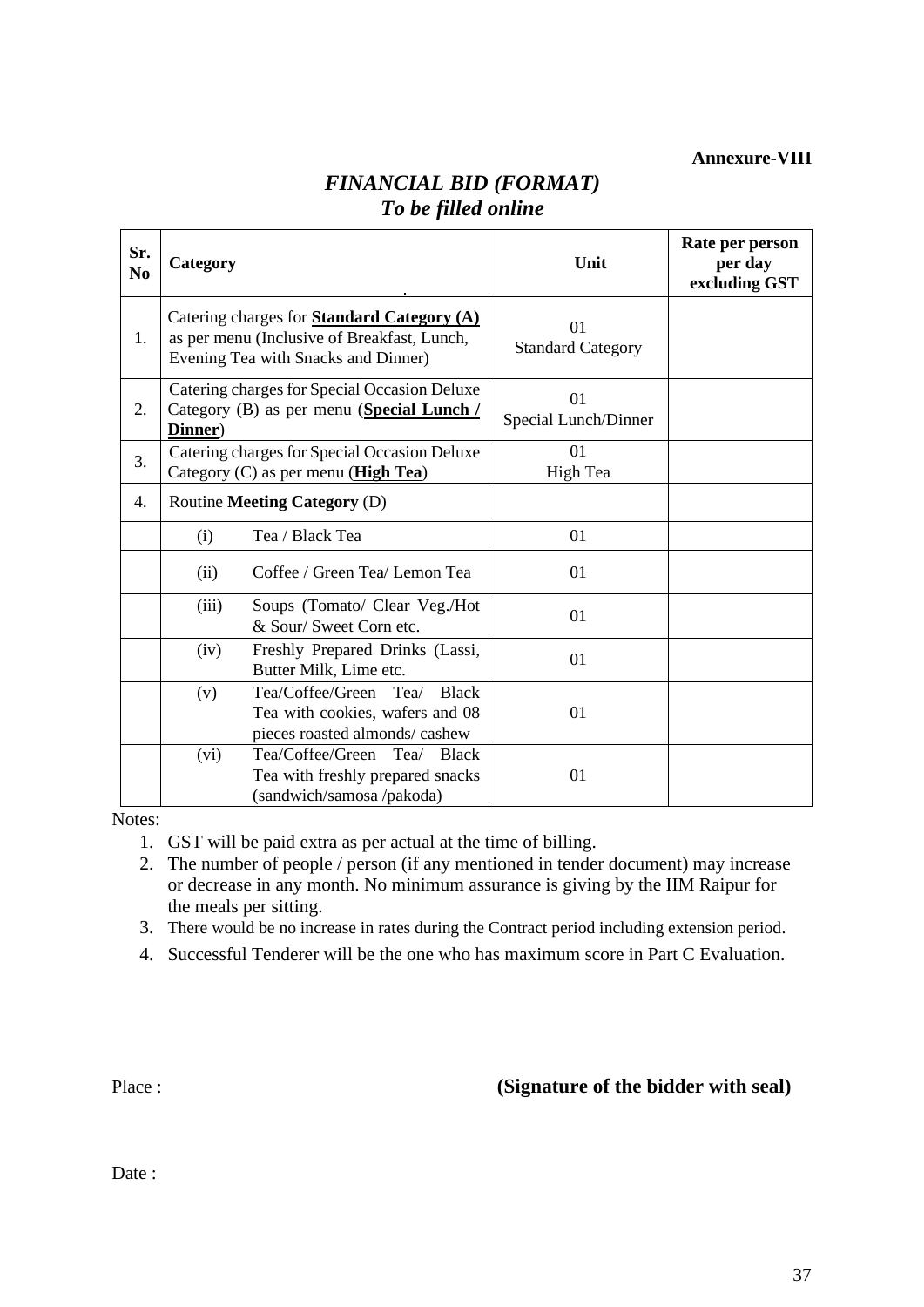**Annexure-VIII**

## *FINANCIAL BID (FORMAT)*
## *To be filled online*

| Sr. No | Category | Unit | Rate per person per day excluding GST |
|---|---|---|---|
| 1. | Catering charges for **Standard Category (A)** as per menu (Inclusive of Breakfast, Lunch, Evening Tea with Snacks and Dinner) | 01 Standard Category | |
| 2. | Catering charges for Special Occasion Deluxe Category (B) as per menu (**Special Lunch / Dinner**) | 01 Special Lunch/Dinner | |
| 3. | Catering charges for Special Occasion Deluxe Category (C) as per menu (**High Tea**) | 01 High Tea | |
| 4. | Routine **Meeting Category** (D) | | |
| | (i) Tea / Black Tea | 01 | |
| | (ii) Coffee / Green Tea/ Lemon Tea | 01 | |
| | (iii) Soups (Tomato/ Clear Veg./Hot & Sour/ Sweet Corn etc. | 01 | |
| | (iv) Freshly Prepared Drinks (Lassi, Butter Milk, Lime etc. | 01 | |
| | (v) Tea/Coffee/Green Tea/ Black Tea with cookies, wafers and 08 pieces roasted almonds/ cashew | 01 | |
| | (vi) Tea/Coffee/Green Tea/ Black Tea with freshly prepared snacks (sandwich/samosa /pakoda) | 01 | |

Notes:

1. GST will be paid extra as per actual at the time of billing.
2. The number of people / person (if any mentioned in tender document) may increase or decrease in any month. No minimum assurance is giving by the IIM Raipur for the meals per sitting.
3. There would be no increase in rates during the Contract period including extension period.
4. Successful Tenderer will be the one who has maximum score in Part C Evaluation.

Place : **(Signature of the bidder with seal)**

Date :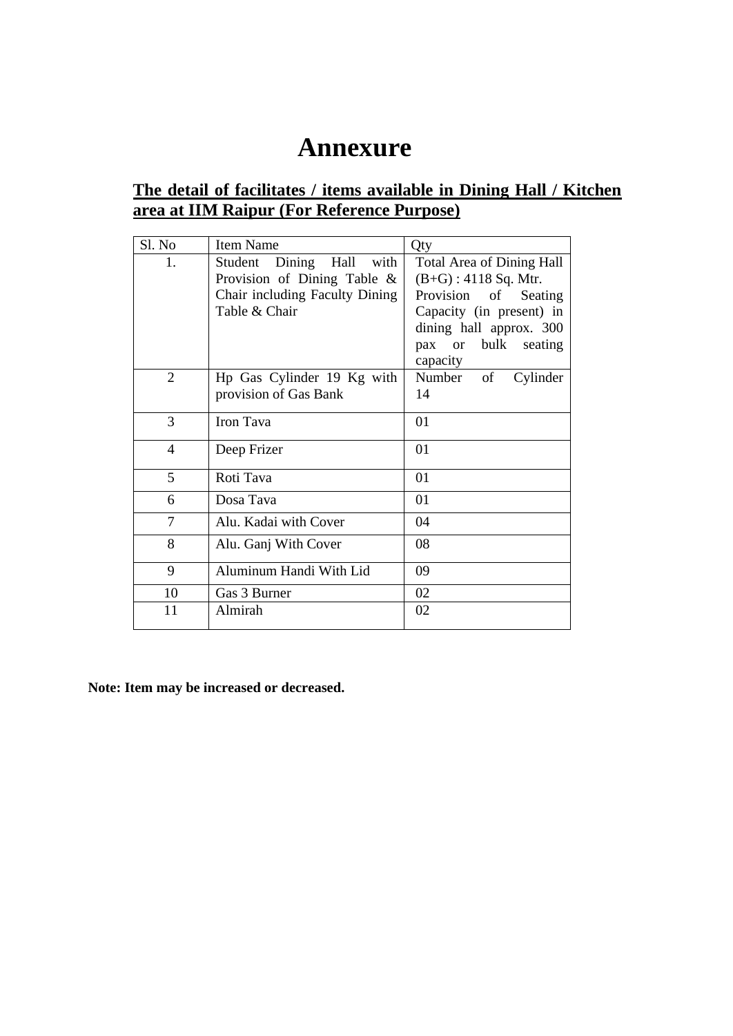# Annexure

**The detail of facilitates / items available in Dining Hall / Kitchen area at IIM Raipur (For Reference Purpose)**

| Sl. No | Item Name | Qty |
|---|---|---|
| 1. | Student Dining Hall with Provision of Dining Table & Chair including Faculty Dining Table & Chair | Total Area of Dining Hall (B+G) : 4118 Sq. Mtr. Provision of Seating Capacity (in present) in dining hall approx. 300 pax or bulk seating capacity |
| 2 | Hp Gas Cylinder 19 Kg with provision of Gas Bank | Number of Cylinder 14 |
| 3 | Iron Tava | 01 |
| 4 | Deep Frizer | 01 |
| 5 | Roti Tava | 01 |
| 6 | Dosa Tava | 01 |
| 7 | Alu. Kadai with Cover | 04 |
| 8 | Alu. Ganj With Cover | 08 |
| 9 | Aluminum Handi With Lid | 09 |
| 10 | Gas 3 Burner | 02 |
| 11 | Almirah | 02 |

**Note: Item may be increased or decreased.**